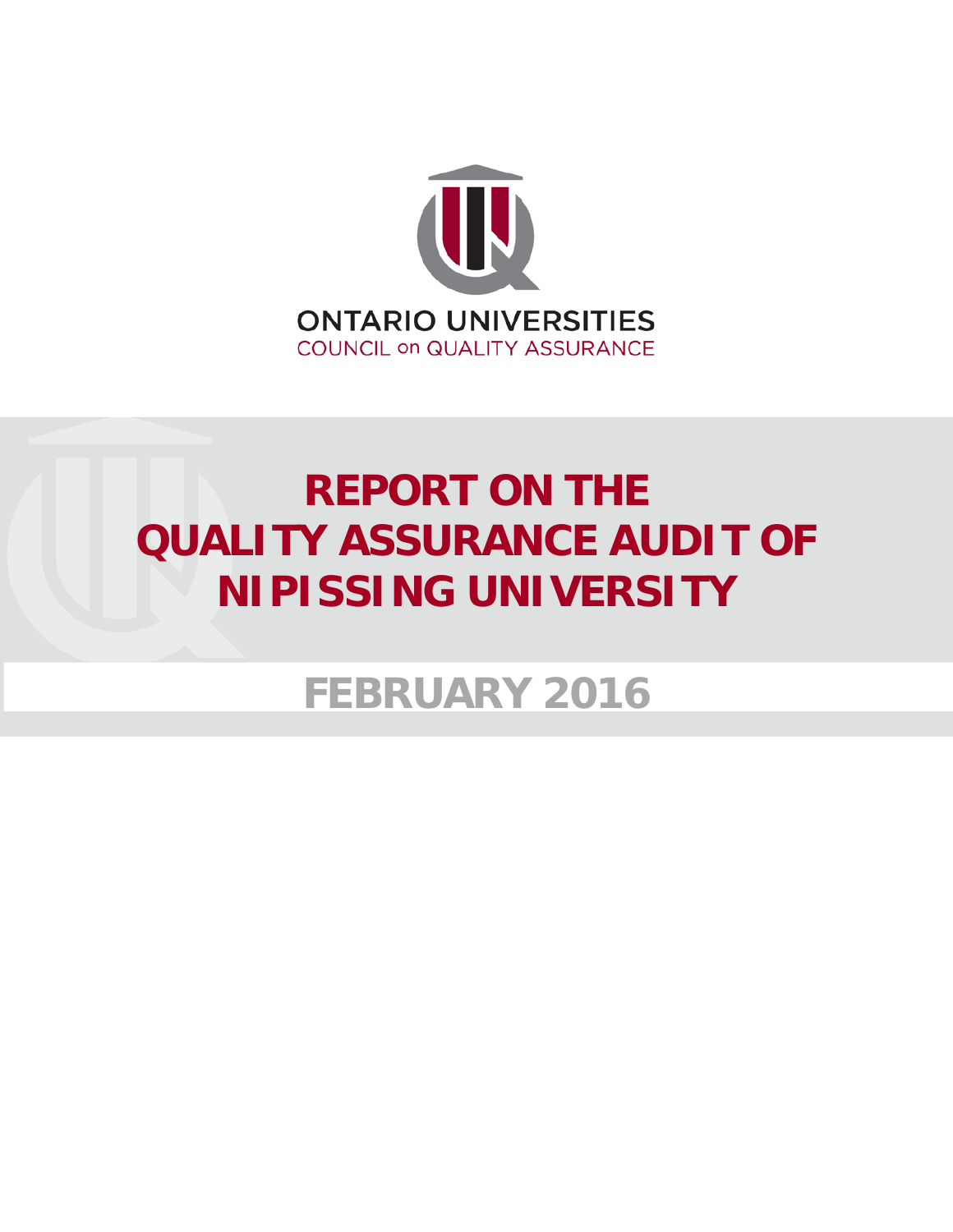ONTARIO UNIVERSITIES
COUNCIL on QUALITY ASSURANCE

# REPORT ON THE QUALITY ASSURANCE AUDIT OF NIPISSING UNIVERSITY

## FEBRUARY 2016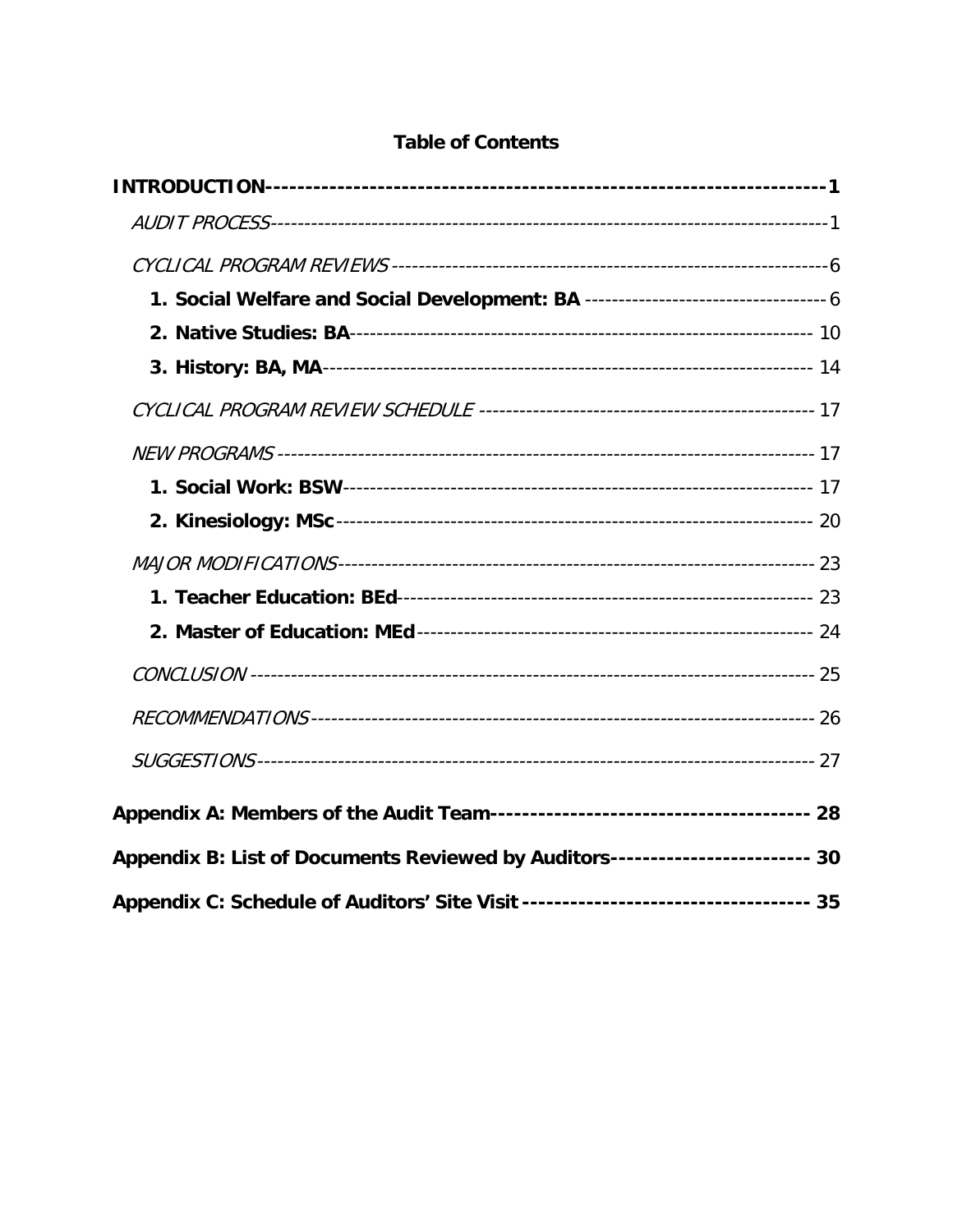# Table of Contents

**INTRODUCTION** ---------- **1**

*AUDIT PROCESS* ---------- 1

*CYCLICAL PROGRAM REVIEWS* ---------- 6

**1. Social Welfare and Social Development: BA** ---------- 6

**2. Native Studies: BA** ---------- 10

**3. History: BA, MA** ---------- 14

*CYCLICAL PROGRAM REVIEW SCHEDULE* ---------- 17

*NEW PROGRAMS* ---------- 17

**1. Social Work: BSW** ---------- 17

**2. Kinesiology: MSc** ---------- 20

*MAJOR MODIFICATIONS* ---------- 23

**1. Teacher Education: BEd** ---------- 23

**2. Master of Education: MEd** ---------- 24

*CONCLUSION* ---------- 25

*RECOMMENDATIONS* ---------- 26

*SUGGESTIONS* ---------- 27

**Appendix A: Members of the Audit Team** ---------- **28**

**Appendix B: List of Documents Reviewed by Auditors** ---------- **30**

**Appendix C: Schedule of Auditors' Site Visit** ---------- **35**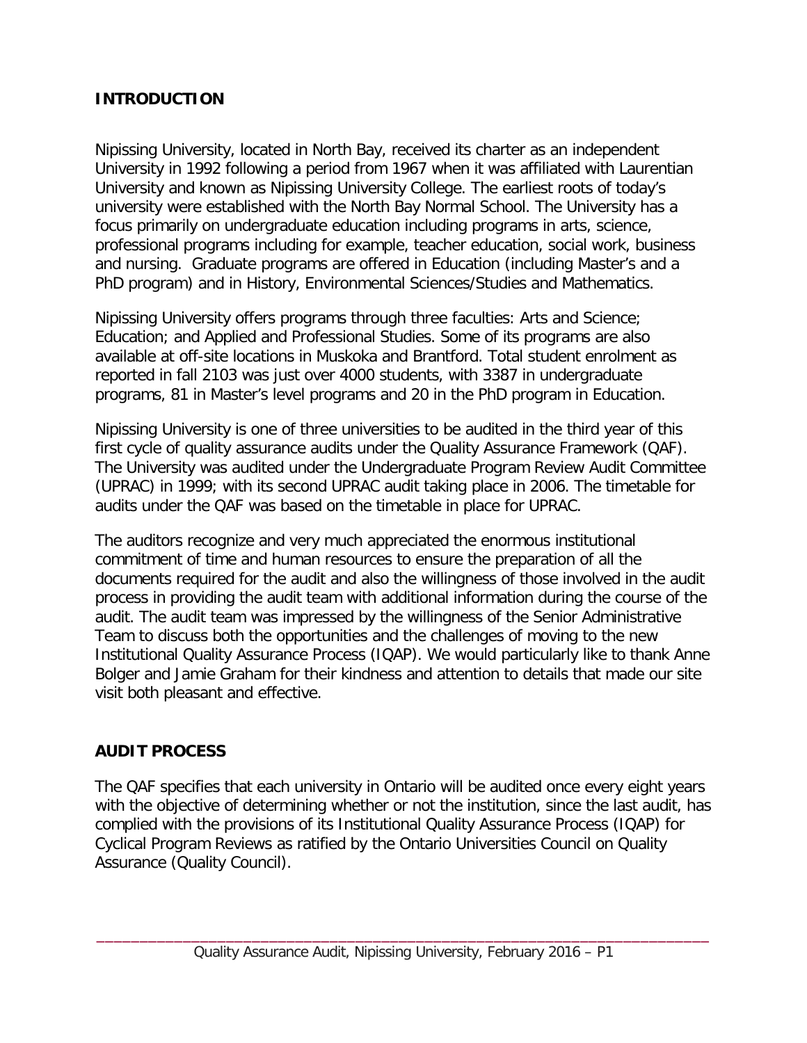## INTRODUCTION

Nipissing University, located in North Bay, received its charter as an independent University in 1992 following a period from 1967 when it was affiliated with Laurentian University and known as Nipissing University College. The earliest roots of today's university were established with the North Bay Normal School. The University has a focus primarily on undergraduate education including programs in arts, science, professional programs including for example, teacher education, social work, business and nursing. Graduate programs are offered in Education (including Master's and a PhD program) and in History, Environmental Sciences/Studies and Mathematics.

Nipissing University offers programs through three faculties: Arts and Science; Education; and Applied and Professional Studies. Some of its programs are also available at off-site locations in Muskoka and Brantford. Total student enrolment as reported in fall 2103 was just over 4000 students, with 3387 in undergraduate programs, 81 in Master's level programs and 20 in the PhD program in Education.

Nipissing University is one of three universities to be audited in the third year of this first cycle of quality assurance audits under the Quality Assurance Framework (QAF). The University was audited under the Undergraduate Program Review Audit Committee (UPRAC) in 1999; with its second UPRAC audit taking place in 2006. The timetable for audits under the QAF was based on the timetable in place for UPRAC.

The auditors recognize and very much appreciated the enormous institutional commitment of time and human resources to ensure the preparation of all the documents required for the audit and also the willingness of those involved in the audit process in providing the audit team with additional information during the course of the audit. The audit team was impressed by the willingness of the Senior Administrative Team to discuss both the opportunities and the challenges of moving to the new Institutional Quality Assurance Process (IQAP). We would particularly like to thank Anne Bolger and Jamie Graham for their kindness and attention to details that made our site visit both pleasant and effective.

## AUDIT PROCESS

The QAF specifies that each university in Ontario will be audited once every eight years with the objective of determining whether or not the institution, since the last audit, has complied with the provisions of its Institutional Quality Assurance Process (IQAP) for Cyclical Program Reviews as ratified by the Ontario Universities Council on Quality Assurance (Quality Council).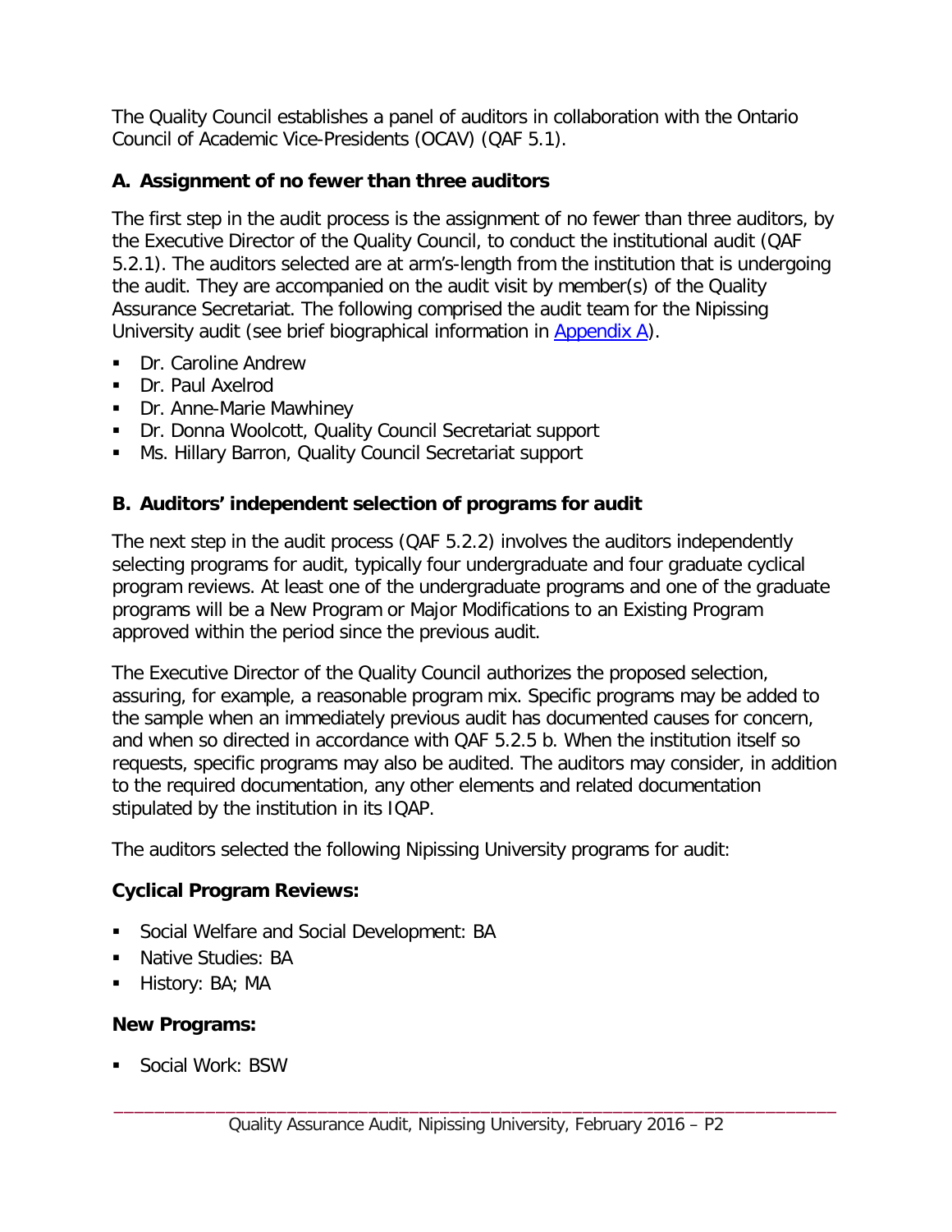The Quality Council establishes a panel of auditors in collaboration with the Ontario Council of Academic Vice-Presidents (OCAV) (QAF 5.1).

### A. Assignment of no fewer than three auditors

The first step in the audit process is the assignment of no fewer than three auditors, by the Executive Director of the Quality Council, to conduct the institutional audit (QAF 5.2.1). The auditors selected are at arm's-length from the institution that is undergoing the audit. They are accompanied on the audit visit by member(s) of the Quality Assurance Secretariat. The following comprised the audit team for the Nipissing University audit (see brief biographical information in Appendix A).

- Dr. Caroline Andrew
- Dr. Paul Axelrod
- Dr. Anne-Marie Mawhiney
- Dr. Donna Woolcott, Quality Council Secretariat support
- Ms. Hillary Barron, Quality Council Secretariat support

### B. Auditors' independent selection of programs for audit

The next step in the audit process (QAF 5.2.2) involves the auditors independently selecting programs for audit, typically four undergraduate and four graduate cyclical program reviews. At least one of the undergraduate programs and one of the graduate programs will be a New Program or Major Modifications to an Existing Program approved within the period since the previous audit.

The Executive Director of the Quality Council authorizes the proposed selection, assuring, for example, a reasonable program mix. Specific programs may be added to the sample when an immediately previous audit has documented causes for concern, and when so directed in accordance with QAF 5.2.5 b. When the institution itself so requests, specific programs may also be audited. The auditors may consider, in addition to the required documentation, any other elements and related documentation stipulated by the institution in its IQAP.

The auditors selected the following Nipissing University programs for audit:

**Cyclical Program Reviews:**

- Social Welfare and Social Development: BA
- Native Studies: BA
- History: BA; MA

**New Programs:**

- Social Work: BSW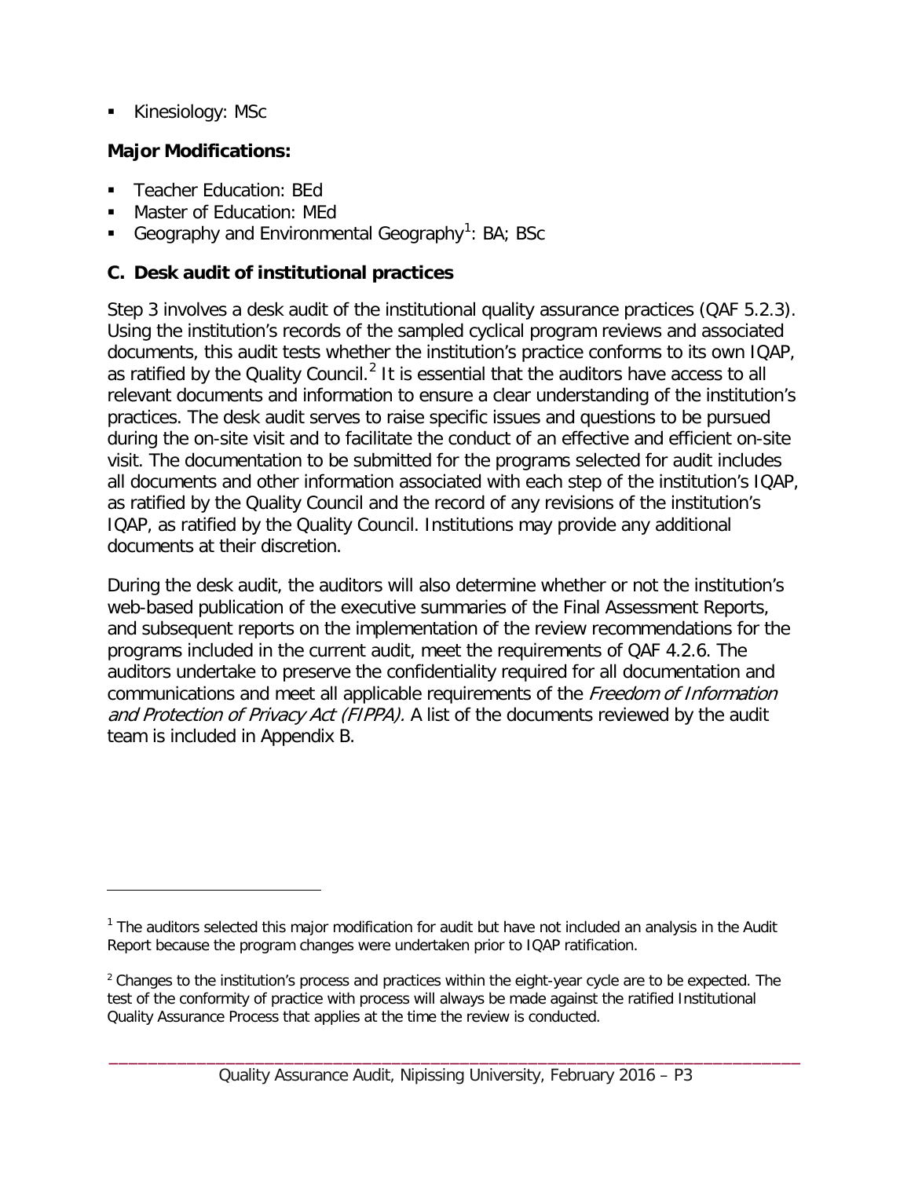- Kinesiology: MSc

**Major Modifications:**

- Teacher Education: BEd
- Master of Education: MEd
- Geography and Environmental Geography[1]: BA; BSc

### C. Desk audit of institutional practices

Step 3 involves a desk audit of the institutional quality assurance practices (QAF 5.2.3). Using the institution's records of the sampled cyclical program reviews and associated documents, this audit tests whether the institution's practice conforms to its own IQAP, as ratified by the Quality Council.[2] It is essential that the auditors have access to all relevant documents and information to ensure a clear understanding of the institution's practices. The desk audit serves to raise specific issues and questions to be pursued during the on-site visit and to facilitate the conduct of an effective and efficient on-site visit. The documentation to be submitted for the programs selected for audit includes all documents and other information associated with each step of the institution's IQAP, as ratified by the Quality Council and the record of any revisions of the institution's IQAP, as ratified by the Quality Council. Institutions may provide any additional documents at their discretion.

During the desk audit, the auditors will also determine whether or not the institution's web-based publication of the executive summaries of the Final Assessment Reports, and subsequent reports on the implementation of the review recommendations for the programs included in the current audit, meet the requirements of QAF 4.2.6. The auditors undertake to preserve the confidentiality required for all documentation and communications and meet all applicable requirements of the *Freedom of Information and Protection of Privacy Act (FIPPA).* A list of the documents reviewed by the audit team is included in Appendix B.

---

[1] The auditors selected this major modification for audit but have not included an analysis in the Audit Report because the program changes were undertaken prior to IQAP ratification.

[2] Changes to the institution's process and practices within the eight-year cycle are to be expected. The test of the conformity of practice with process will always be made against the ratified Institutional Quality Assurance Process that applies at the time the review is conducted.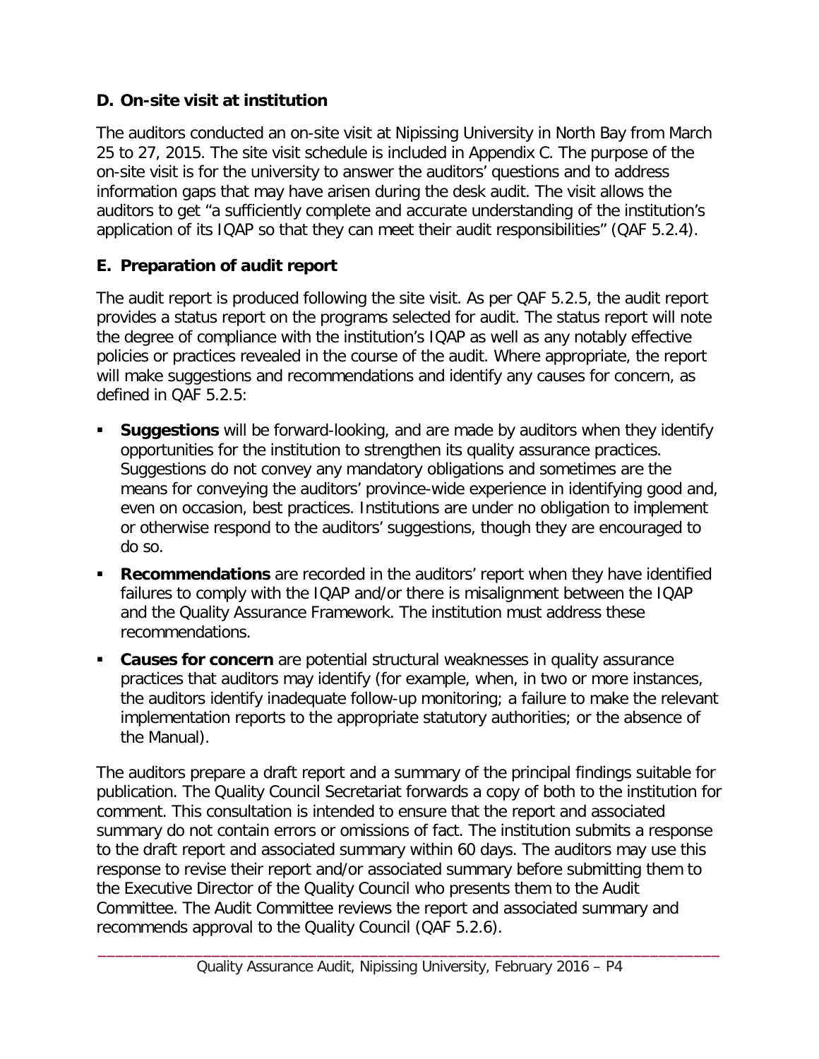### D. On-site visit at institution

The auditors conducted an on-site visit at Nipissing University in North Bay from March 25 to 27, 2015. The site visit schedule is included in Appendix C. The purpose of the on-site visit is for the university to answer the auditors' questions and to address information gaps that may have arisen during the desk audit. The visit allows the auditors to get "a sufficiently complete and accurate understanding of the institution's application of its IQAP so that they can meet their audit responsibilities" (QAF 5.2.4).

### E. Preparation of audit report

The audit report is produced following the site visit. As per QAF 5.2.5, the audit report provides a status report on the programs selected for audit. The status report will note the degree of compliance with the institution's IQAP as well as any notably effective policies or practices revealed in the course of the audit. Where appropriate, the report will make suggestions and recommendations and identify any causes for concern, as defined in QAF 5.2.5:

- **Suggestions** will be forward-looking, and are made by auditors when they identify opportunities for the institution to strengthen its quality assurance practices. Suggestions do not convey any mandatory obligations and sometimes are the means for conveying the auditors' province-wide experience in identifying good and, even on occasion, best practices. Institutions are under no obligation to implement or otherwise respond to the auditors' suggestions, though they are encouraged to do so.
- **Recommendations** are recorded in the auditors' report when they have identified failures to comply with the IQAP and/or there is misalignment between the IQAP and the Quality Assurance Framework. The institution must address these recommendations.
- **Causes for concern** are potential structural weaknesses in quality assurance practices that auditors may identify (for example, when, in two or more instances, the auditors identify inadequate follow-up monitoring; a failure to make the relevant implementation reports to the appropriate statutory authorities; or the absence of the Manual).

The auditors prepare a draft report and a summary of the principal findings suitable for publication. The Quality Council Secretariat forwards a copy of both to the institution for comment. This consultation is intended to ensure that the report and associated summary do not contain errors or omissions of fact. The institution submits a response to the draft report and associated summary within 60 days. The auditors may use this response to revise their report and/or associated summary before submitting them to the Executive Director of the Quality Council who presents them to the Audit Committee. The Audit Committee reviews the report and associated summary and recommends approval to the Quality Council (QAF 5.2.6).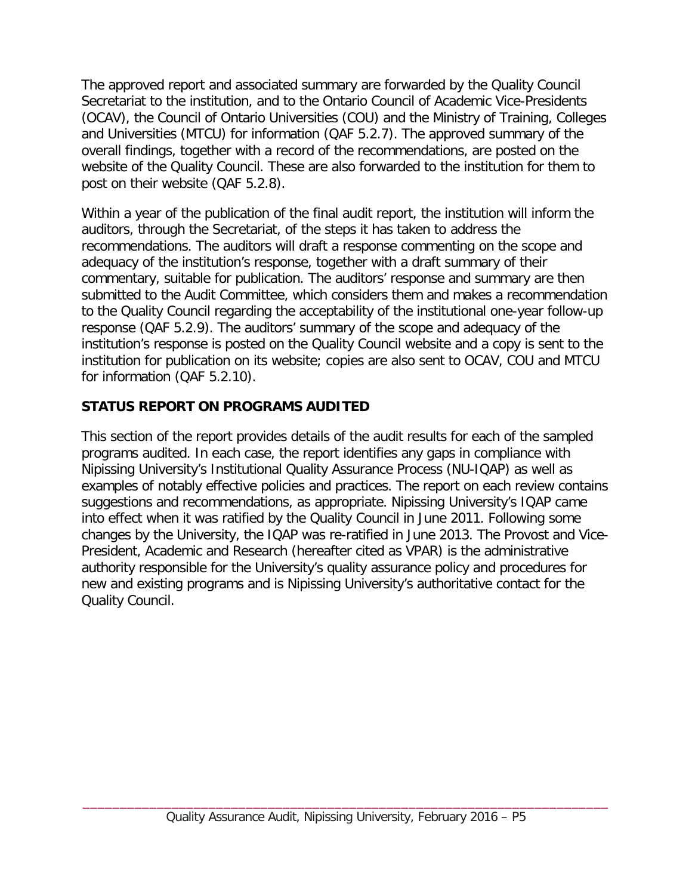The approved report and associated summary are forwarded by the Quality Council Secretariat to the institution, and to the Ontario Council of Academic Vice-Presidents (OCAV), the Council of Ontario Universities (COU) and the Ministry of Training, Colleges and Universities (MTCU) for information (QAF 5.2.7). The approved summary of the overall findings, together with a record of the recommendations, are posted on the website of the Quality Council. These are also forwarded to the institution for them to post on their website (QAF 5.2.8).

Within a year of the publication of the final audit report, the institution will inform the auditors, through the Secretariat, of the steps it has taken to address the recommendations. The auditors will draft a response commenting on the scope and adequacy of the institution's response, together with a draft summary of their commentary, suitable for publication. The auditors' response and summary are then submitted to the Audit Committee, which considers them and makes a recommendation to the Quality Council regarding the acceptability of the institutional one-year follow-up response (QAF 5.2.9). The auditors' summary of the scope and adequacy of the institution's response is posted on the Quality Council website and a copy is sent to the institution for publication on its website; copies are also sent to OCAV, COU and MTCU for information (QAF 5.2.10).

## STATUS REPORT ON PROGRAMS AUDITED

This section of the report provides details of the audit results for each of the sampled programs audited. In each case, the report identifies any gaps in compliance with Nipissing University's Institutional Quality Assurance Process (NU-IQAP) as well as examples of notably effective policies and practices. The report on each review contains suggestions and recommendations, as appropriate. Nipissing University's IQAP came into effect when it was ratified by the Quality Council in June 2011. Following some changes by the University, the IQAP was re-ratified in June 2013. The Provost and Vice-President, Academic and Research (hereafter cited as VPAR) is the administrative authority responsible for the University's quality assurance policy and procedures for new and existing programs and is Nipissing University's authoritative contact for the Quality Council.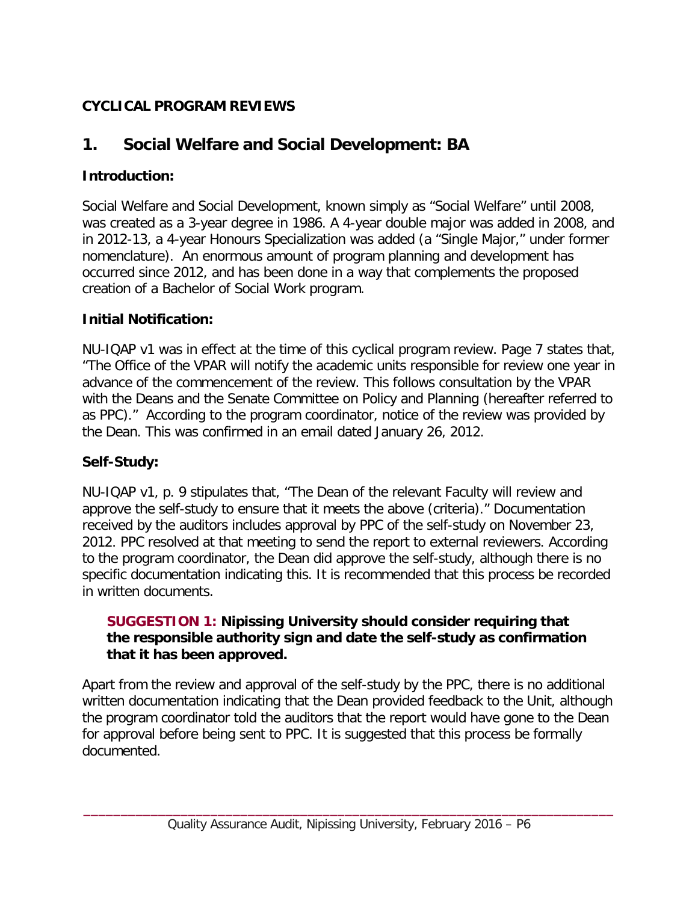**CYCLICAL PROGRAM REVIEWS**

## 1. Social Welfare and Social Development: BA

### Introduction:

Social Welfare and Social Development, known simply as "Social Welfare" until 2008, was created as a 3-year degree in 1986. A 4-year double major was added in 2008, and in 2012-13, a 4-year Honours Specialization was added (a "Single Major," under former nomenclature). An enormous amount of program planning and development has occurred since 2012, and has been done in a way that complements the proposed creation of a Bachelor of Social Work program.

### Initial Notification:

NU-IQAP v1 was in effect at the time of this cyclical program review. Page 7 states that, "The Office of the VPAR will notify the academic units responsible for review one year in advance of the commencement of the review. This follows consultation by the VPAR with the Deans and the Senate Committee on Policy and Planning (hereafter referred to as PPC)." According to the program coordinator, notice of the review was provided by the Dean. This was confirmed in an email dated January 26, 2012.

### Self-Study:

NU-IQAP v1, p. 9 stipulates that, "The Dean of the relevant Faculty will review and approve the self-study to ensure that it meets the above (criteria)." Documentation received by the auditors includes approval by PPC of the self-study on November 23, 2012. PPC resolved at that meeting to send the report to external reviewers. According to the program coordinator, the Dean did approve the self-study, although there is no specific documentation indicating this. It is recommended that this process be recorded in written documents.

> **SUGGESTION 1: Nipissing University should consider requiring that the responsible authority sign and date the self-study as confirmation that it has been approved.**

Apart from the review and approval of the self-study by the PPC, there is no additional written documentation indicating that the Dean provided feedback to the Unit, although the program coordinator told the auditors that the report would have gone to the Dean for approval before being sent to PPC. It is suggested that this process be formally documented.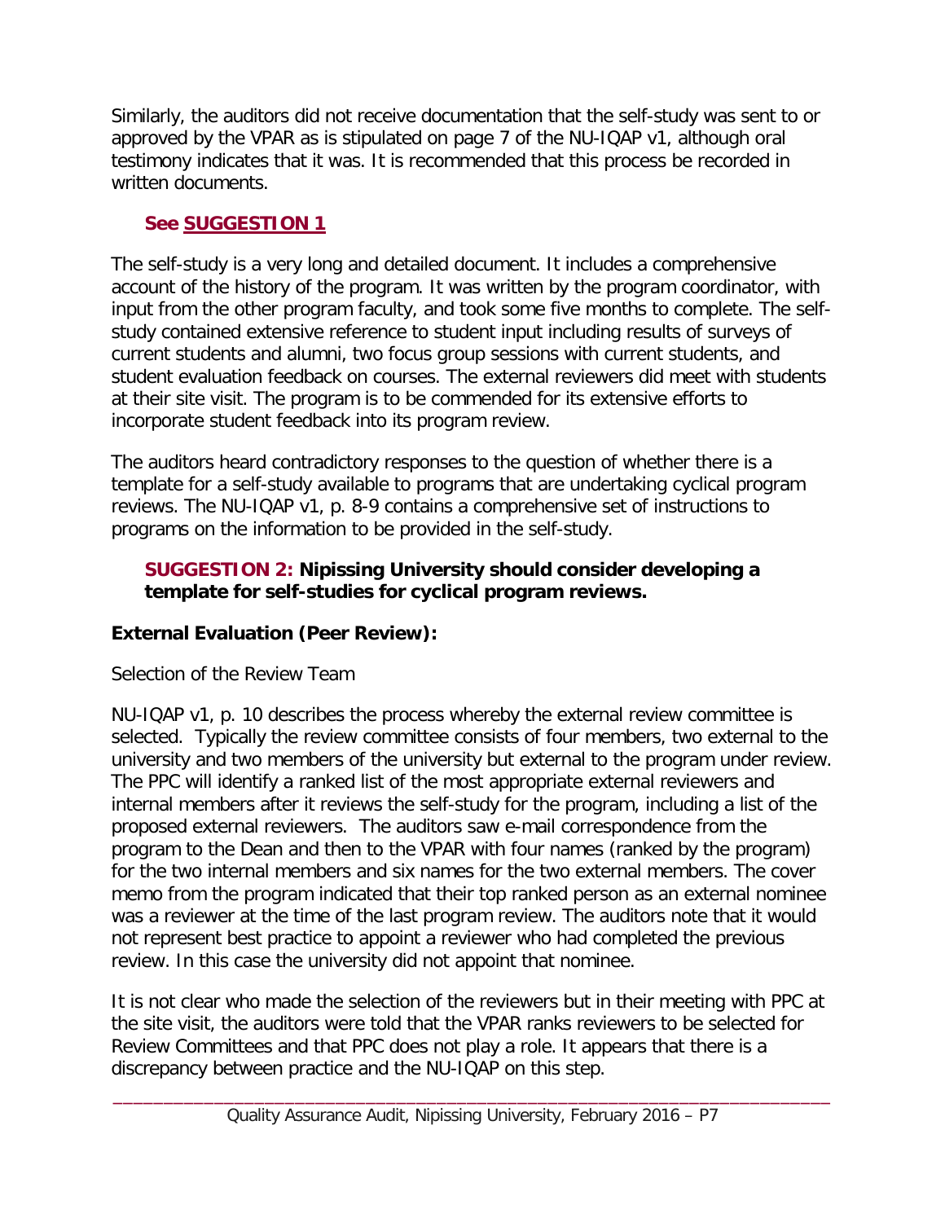Similarly, the auditors did not receive documentation that the self-study was sent to or approved by the VPAR as is stipulated on page 7 of the NU-IQAP v1, although oral testimony indicates that it was. It is recommended that this process be recorded in written documents.

**See SUGGESTION 1**

The self-study is a very long and detailed document. It includes a comprehensive account of the history of the program. It was written by the program coordinator, with input from the other program faculty, and took some five months to complete. The self-study contained extensive reference to student input including results of surveys of current students and alumni, two focus group sessions with current students, and student evaluation feedback on courses. The external reviewers did meet with students at their site visit. The program is to be commended for its extensive efforts to incorporate student feedback into its program review.

The auditors heard contradictory responses to the question of whether there is a template for a self-study available to programs that are undertaking cyclical program reviews. The NU-IQAP v1, p. 8-9 contains a comprehensive set of instructions to programs on the information to be provided in the self-study.

**SUGGESTION 2: Nipissing University should consider developing a template for self-studies for cyclical program reviews.**

**External Evaluation (Peer Review):**

Selection of the Review Team

NU-IQAP v1, p. 10 describes the process whereby the external review committee is selected. Typically the review committee consists of four members, two external to the university and two members of the university but external to the program under review. The PPC will identify a ranked list of the most appropriate external reviewers and internal members after it reviews the self-study for the program, including a list of the proposed external reviewers. The auditors saw e-mail correspondence from the program to the Dean and then to the VPAR with four names (ranked by the program) for the two internal members and six names for the two external members. The cover memo from the program indicated that their top ranked person as an external nominee was a reviewer at the time of the last program review. The auditors note that it would not represent best practice to appoint a reviewer who had completed the previous review. In this case the university did not appoint that nominee.

It is not clear who made the selection of the reviewers but in their meeting with PPC at the site visit, the auditors were told that the VPAR ranks reviewers to be selected for Review Committees and that PPC does not play a role. It appears that there is a discrepancy between practice and the NU-IQAP on this step.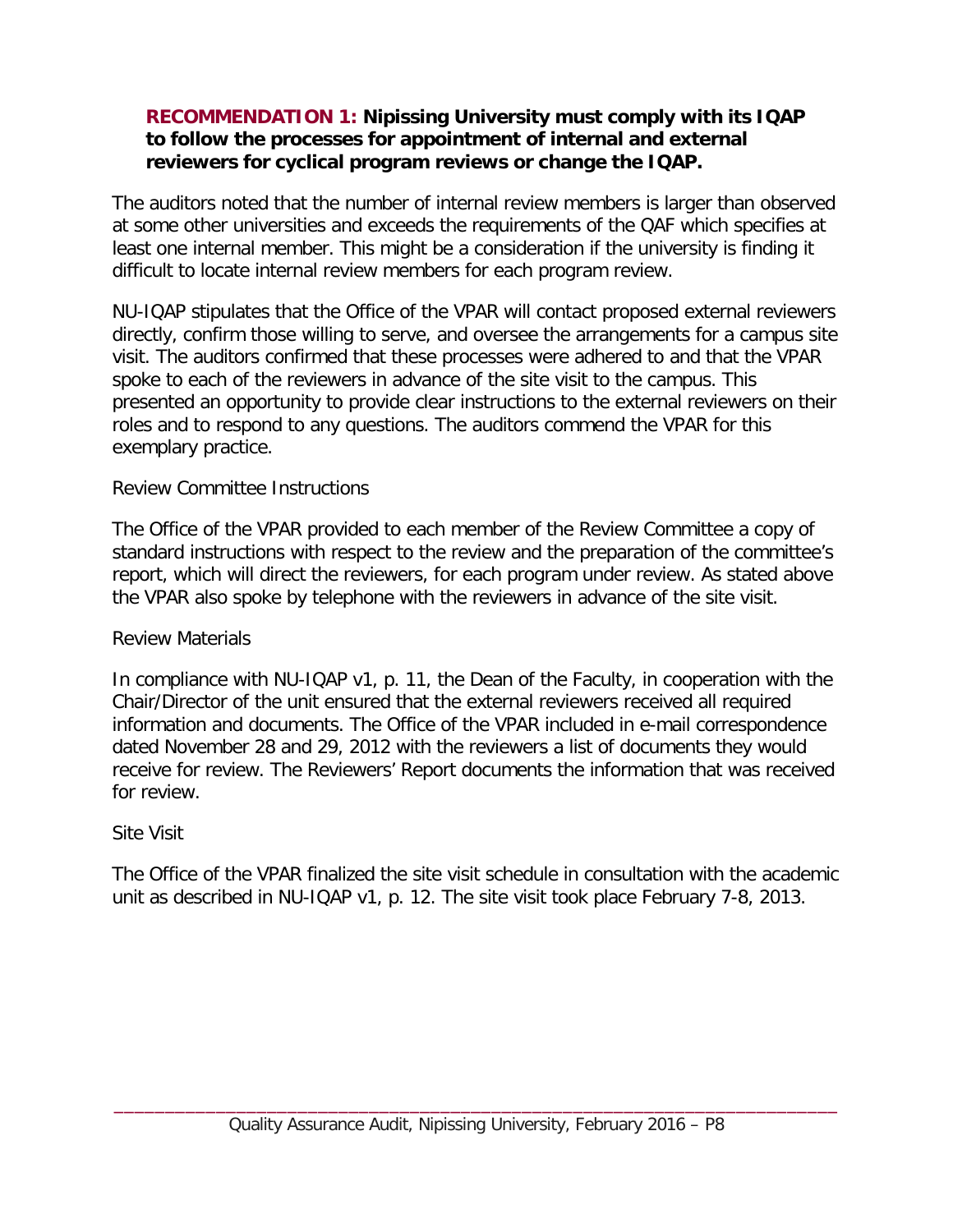**RECOMMENDATION 1: Nipissing University must comply with its IQAP to follow the processes for appointment of internal and external reviewers for cyclical program reviews or change the IQAP.**

The auditors noted that the number of internal review members is larger than observed at some other universities and exceeds the requirements of the QAF which specifies at least one internal member. This might be a consideration if the university is finding it difficult to locate internal review members for each program review.

NU-IQAP stipulates that the Office of the VPAR will contact proposed external reviewers directly, confirm those willing to serve, and oversee the arrangements for a campus site visit. The auditors confirmed that these processes were adhered to and that the VPAR spoke to each of the reviewers in advance of the site visit to the campus. This presented an opportunity to provide clear instructions to the external reviewers on their roles and to respond to any questions. The auditors commend the VPAR for this exemplary practice.

Review Committee Instructions

The Office of the VPAR provided to each member of the Review Committee a copy of standard instructions with respect to the review and the preparation of the committee's report, which will direct the reviewers, for each program under review. As stated above the VPAR also spoke by telephone with the reviewers in advance of the site visit.

Review Materials

In compliance with NU-IQAP v1, p. 11, the Dean of the Faculty, in cooperation with the Chair/Director of the unit ensured that the external reviewers received all required information and documents. The Office of the VPAR included in e-mail correspondence dated November 28 and 29, 2012 with the reviewers a list of documents they would receive for review. The Reviewers' Report documents the information that was received for review.

Site Visit

The Office of the VPAR finalized the site visit schedule in consultation with the academic unit as described in NU-IQAP v1, p. 12. The site visit took place February 7-8, 2013.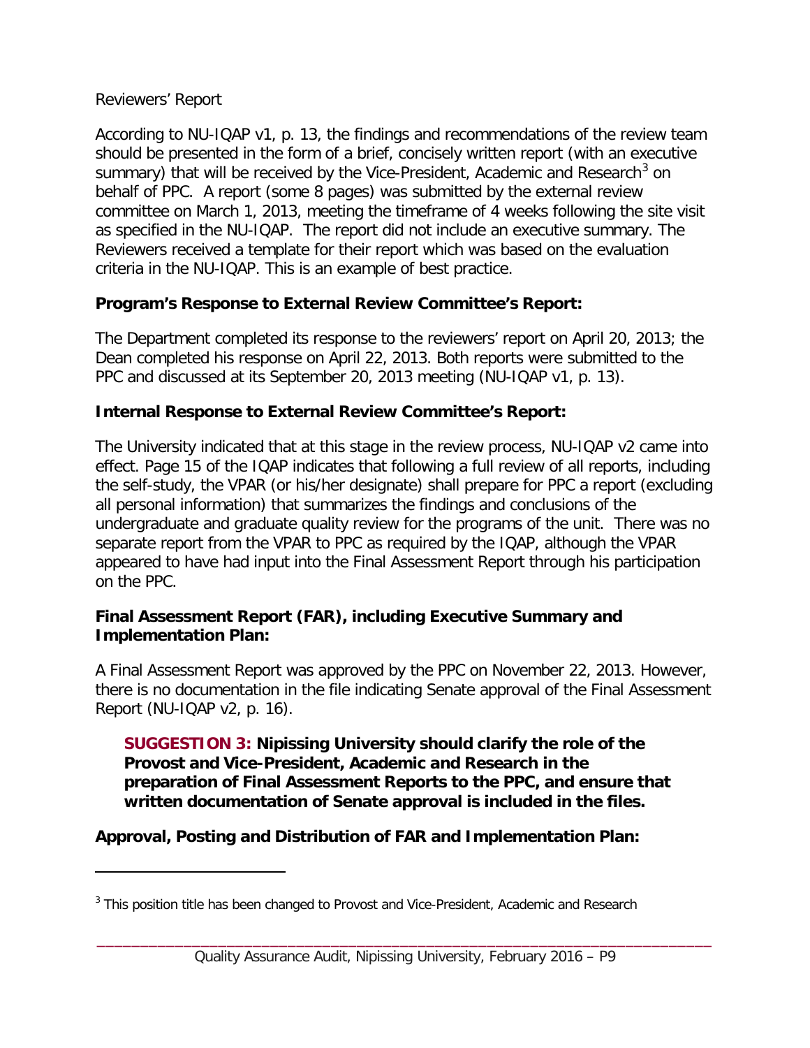Reviewers' Report

According to NU-IQAP v1, p. 13, the findings and recommendations of the review team should be presented in the form of a brief, concisely written report (with an executive summary) that will be received by the Vice-President, Academic and Research[3] on behalf of PPC. A report (some 8 pages) was submitted by the external review committee on March 1, 2013, meeting the timeframe of 4 weeks following the site visit as specified in the NU-IQAP. The report did not include an executive summary. The Reviewers received a template for their report which was based on the evaluation criteria in the NU-IQAP. This is an example of best practice.

**Program's Response to External Review Committee's Report:**

The Department completed its response to the reviewers' report on April 20, 2013; the Dean completed his response on April 22, 2013. Both reports were submitted to the PPC and discussed at its September 20, 2013 meeting (NU-IQAP v1, p. 13).

**Internal Response to External Review Committee's Report:**

The University indicated that at this stage in the review process, NU-IQAP v2 came into effect. Page 15 of the IQAP indicates that following a full review of all reports, including the self-study, the VPAR (or his/her designate) shall prepare for PPC a report (excluding all personal information) that summarizes the findings and conclusions of the undergraduate and graduate quality review for the programs of the unit. There was no separate report from the VPAR to PPC as required by the IQAP, although the VPAR appeared to have had input into the Final Assessment Report through his participation on the PPC.

**Final Assessment Report (FAR), including Executive Summary and Implementation Plan:**

A Final Assessment Report was approved by the PPC on November 22, 2013. However, there is no documentation in the file indicating Senate approval of the Final Assessment Report (NU-IQAP v2, p. 16).

> **SUGGESTION 3: Nipissing University should clarify the role of the Provost and Vice-President, Academic and Research in the preparation of Final Assessment Reports to the PPC, and ensure that written documentation of Senate approval is included in the files.**

**Approval, Posting and Distribution of FAR and Implementation Plan:**

---

[3] This position title has been changed to Provost and Vice-President, Academic and Research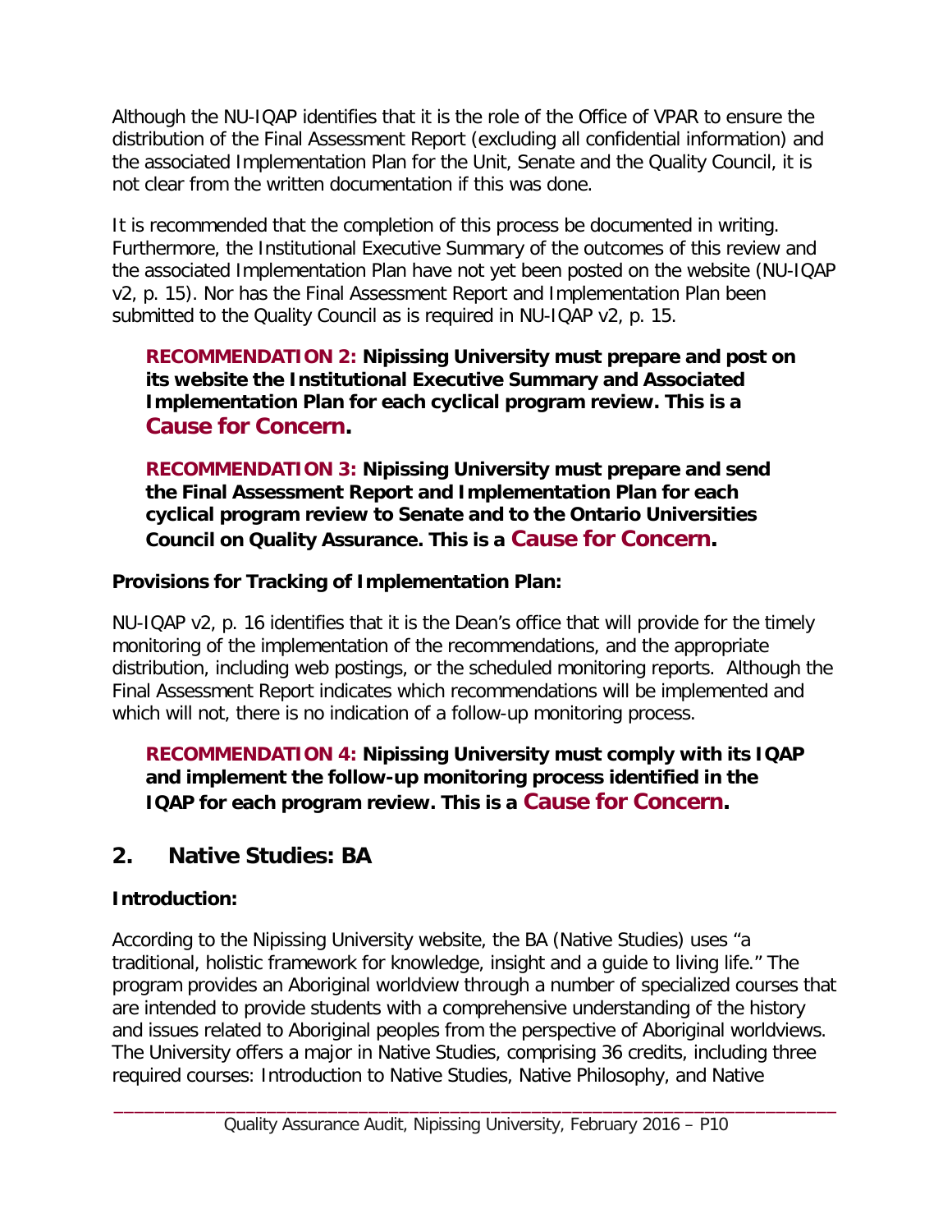Although the NU-IQAP identifies that it is the role of the Office of VPAR to ensure the distribution of the Final Assessment Report (excluding all confidential information) and the associated Implementation Plan for the Unit, Senate and the Quality Council, it is not clear from the written documentation if this was done.

It is recommended that the completion of this process be documented in writing. Furthermore, the Institutional Executive Summary of the outcomes of this review and the associated Implementation Plan have not yet been posted on the website (NU-IQAP v2, p. 15). Nor has the Final Assessment Report and Implementation Plan been submitted to the Quality Council as is required in NU-IQAP v2, p. 15.

> **RECOMMENDATION 2: Nipissing University must prepare and post on its website the Institutional Executive Summary and Associated Implementation Plan for each cyclical program review. This is a Cause for Concern.**

> **RECOMMENDATION 3: Nipissing University must prepare and send the Final Assessment Report and Implementation Plan for each cyclical program review to Senate and to the Ontario Universities Council on Quality Assurance. This is a Cause for Concern.**

**Provisions for Tracking of Implementation Plan:**

NU-IQAP v2, p. 16 identifies that it is the Dean's office that will provide for the timely monitoring of the implementation of the recommendations, and the appropriate distribution, including web postings, or the scheduled monitoring reports. Although the Final Assessment Report indicates which recommendations will be implemented and which will not, there is no indication of a follow-up monitoring process.

> **RECOMMENDATION 4: Nipissing University must comply with its IQAP and implement the follow-up monitoring process identified in the IQAP for each program review. This is a Cause for Concern.**

## 2. Native Studies: BA

**Introduction:**

According to the Nipissing University website, the BA (Native Studies) uses "a traditional, holistic framework for knowledge, insight and a guide to living life." The program provides an Aboriginal worldview through a number of specialized courses that are intended to provide students with a comprehensive understanding of the history and issues related to Aboriginal peoples from the perspective of Aboriginal worldviews. The University offers a major in Native Studies, comprising 36 credits, including three required courses: Introduction to Native Studies, Native Philosophy, and Native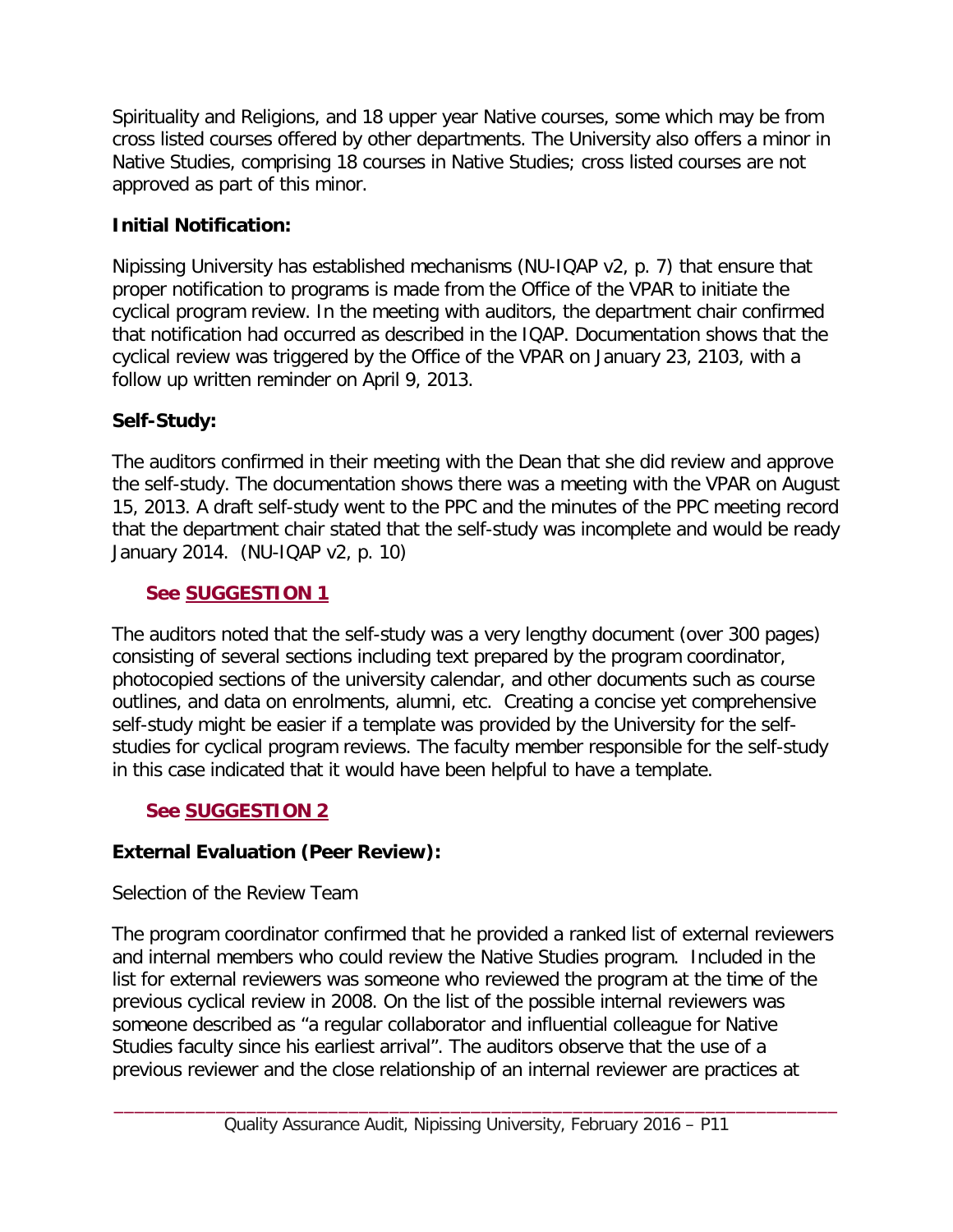Spirituality and Religions, and 18 upper year Native courses, some which may be from cross listed courses offered by other departments. The University also offers a minor in Native Studies, comprising 18 courses in Native Studies; cross listed courses are not approved as part of this minor.

**Initial Notification:**

Nipissing University has established mechanisms (NU-IQAP v2, p. 7) that ensure that proper notification to programs is made from the Office of the VPAR to initiate the cyclical program review. In the meeting with auditors, the department chair confirmed that notification had occurred as described in the IQAP. Documentation shows that the cyclical review was triggered by the Office of the VPAR on January 23, 2103, with a follow up written reminder on April 9, 2013.

**Self-Study:**

The auditors confirmed in their meeting with the Dean that she did review and approve the self-study. The documentation shows there was a meeting with the VPAR on August 15, 2013. A draft self-study went to the PPC and the minutes of the PPC meeting record that the department chair stated that the self-study was incomplete and would be ready January 2014. (NU-IQAP v2, p. 10)

**See SUGGESTION 1**

The auditors noted that the self-study was a very lengthy document (over 300 pages) consisting of several sections including text prepared by the program coordinator, photocopied sections of the university calendar, and other documents such as course outlines, and data on enrolments, alumni, etc. Creating a concise yet comprehensive self-study might be easier if a template was provided by the University for the self-studies for cyclical program reviews. The faculty member responsible for the self-study in this case indicated that it would have been helpful to have a template.

**See SUGGESTION 2**

**External Evaluation (Peer Review):**

Selection of the Review Team

The program coordinator confirmed that he provided a ranked list of external reviewers and internal members who could review the Native Studies program. Included in the list for external reviewers was someone who reviewed the program at the time of the previous cyclical review in 2008. On the list of the possible internal reviewers was someone described as "a regular collaborator and influential colleague for Native Studies faculty since his earliest arrival". The auditors observe that the use of a previous reviewer and the close relationship of an internal reviewer are practices at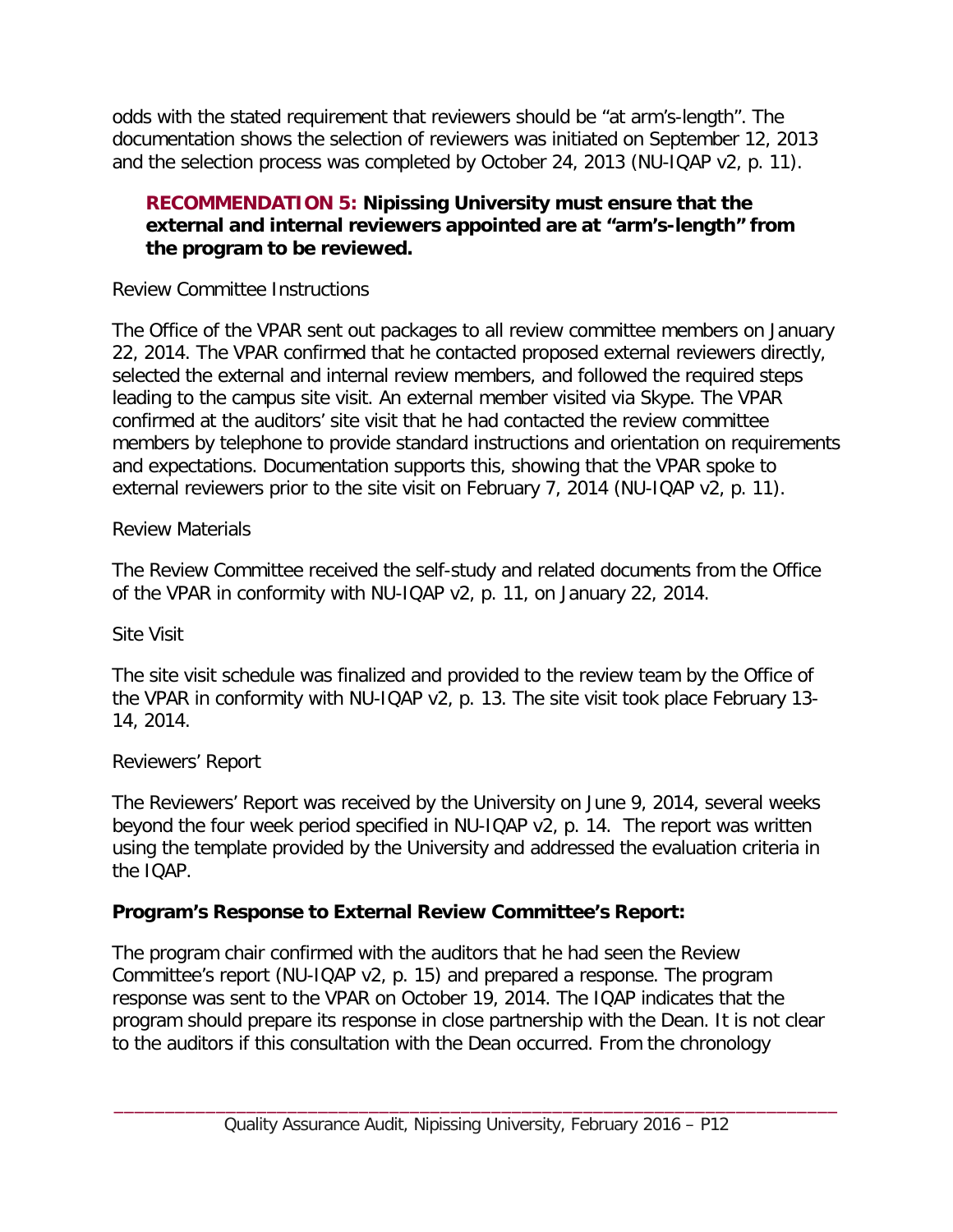odds with the stated requirement that reviewers should be "at arm's-length". The documentation shows the selection of reviewers was initiated on September 12, 2013 and the selection process was completed by October 24, 2013 (NU-IQAP v2, p. 11).

> **RECOMMENDATION 5: Nipissing University must ensure that the external and internal reviewers appointed are at "arm's-length" from the program to be reviewed.**

Review Committee Instructions

The Office of the VPAR sent out packages to all review committee members on January 22, 2014. The VPAR confirmed that he contacted proposed external reviewers directly, selected the external and internal review members, and followed the required steps leading to the campus site visit. An external member visited via Skype. The VPAR confirmed at the auditors' site visit that he had contacted the review committee members by telephone to provide standard instructions and orientation on requirements and expectations. Documentation supports this, showing that the VPAR spoke to external reviewers prior to the site visit on February 7, 2014 (NU-IQAP v2, p. 11).

Review Materials

The Review Committee received the self-study and related documents from the Office of the VPAR in conformity with NU-IQAP v2, p. 11, on January 22, 2014.

Site Visit

The site visit schedule was finalized and provided to the review team by the Office of the VPAR in conformity with NU-IQAP v2, p. 13. The site visit took place February 13-14, 2014.

Reviewers' Report

The Reviewers' Report was received by the University on June 9, 2014, several weeks beyond the four week period specified in NU-IQAP v2, p. 14. The report was written using the template provided by the University and addressed the evaluation criteria in the IQAP.

**Program's Response to External Review Committee's Report:**

The program chair confirmed with the auditors that he had seen the Review Committee's report (NU-IQAP v2, p. 15) and prepared a response. The program response was sent to the VPAR on October 19, 2014. The IQAP indicates that the program should prepare its response in close partnership with the Dean. It is not clear to the auditors if this consultation with the Dean occurred. From the chronology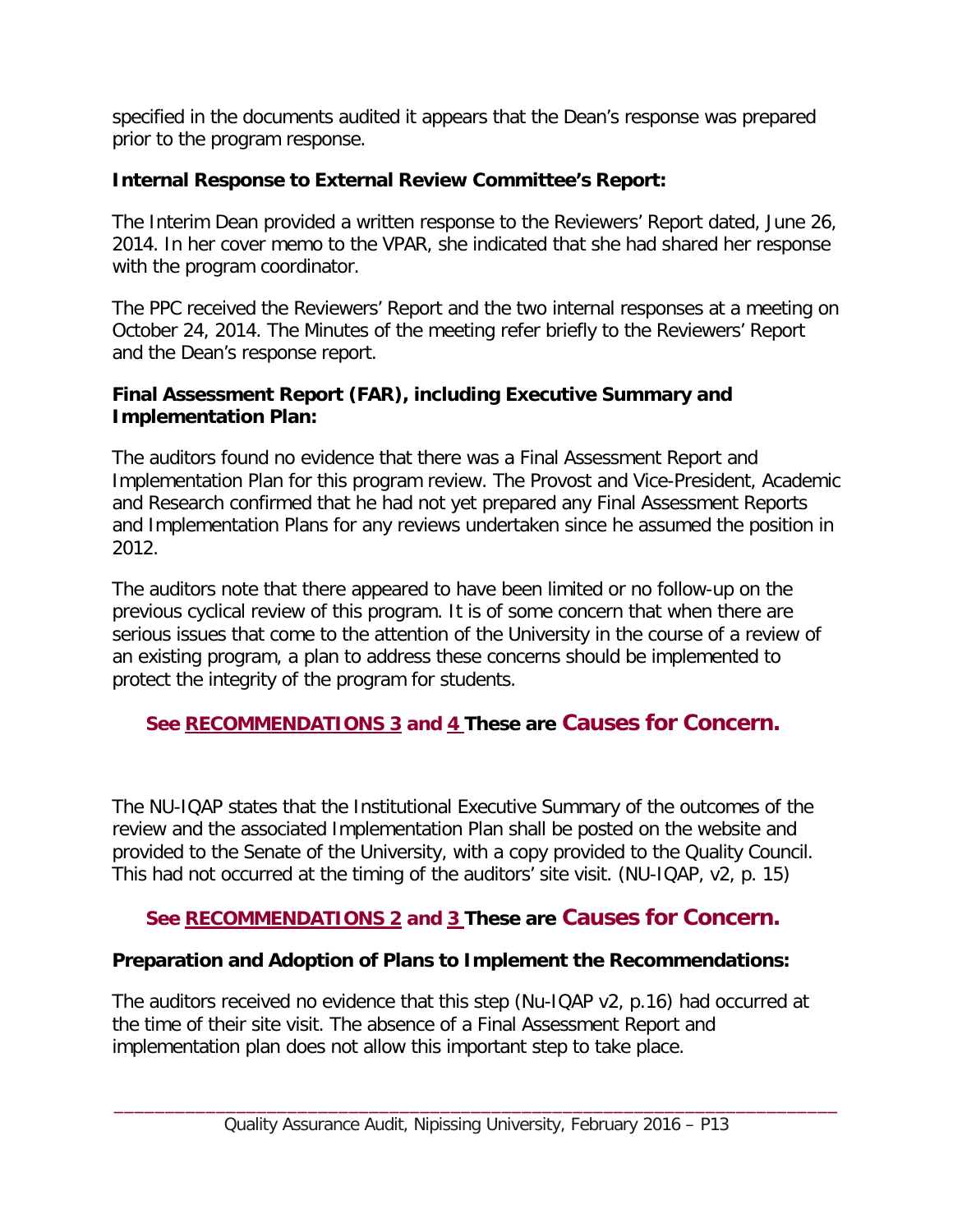specified in the documents audited it appears that the Dean's response was prepared prior to the program response.

**Internal Response to External Review Committee's Report:**

The Interim Dean provided a written response to the Reviewers' Report dated, June 26, 2014. In her cover memo to the VPAR, she indicated that she had shared her response with the program coordinator.

The PPC received the Reviewers' Report and the two internal responses at a meeting on October 24, 2014. The Minutes of the meeting refer briefly to the Reviewers' Report and the Dean's response report.

**Final Assessment Report (FAR), including Executive Summary and Implementation Plan:**

The auditors found no evidence that there was a Final Assessment Report and Implementation Plan for this program review. The Provost and Vice-President, Academic and Research confirmed that he had not yet prepared any Final Assessment Reports and Implementation Plans for any reviews undertaken since he assumed the position in 2012.

The auditors note that there appeared to have been limited or no follow-up on the previous cyclical review of this program. It is of some concern that when there are serious issues that come to the attention of the University in the course of a review of an existing program, a plan to address these concerns should be implemented to protect the integrity of the program for students.

**See RECOMMENDATIONS 3 and 4 These are Causes for Concern.**

The NU-IQAP states that the Institutional Executive Summary of the outcomes of the review and the associated Implementation Plan shall be posted on the website and provided to the Senate of the University, with a copy provided to the Quality Council. This had not occurred at the timing of the auditors' site visit. (NU-IQAP, v2, p. 15)

**See RECOMMENDATIONS 2 and 3 These are Causes for Concern.**

**Preparation and Adoption of Plans to Implement the Recommendations:**

The auditors received no evidence that this step (Nu-IQAP v2, p.16) had occurred at the time of their site visit. The absence of a Final Assessment Report and implementation plan does not allow this important step to take place.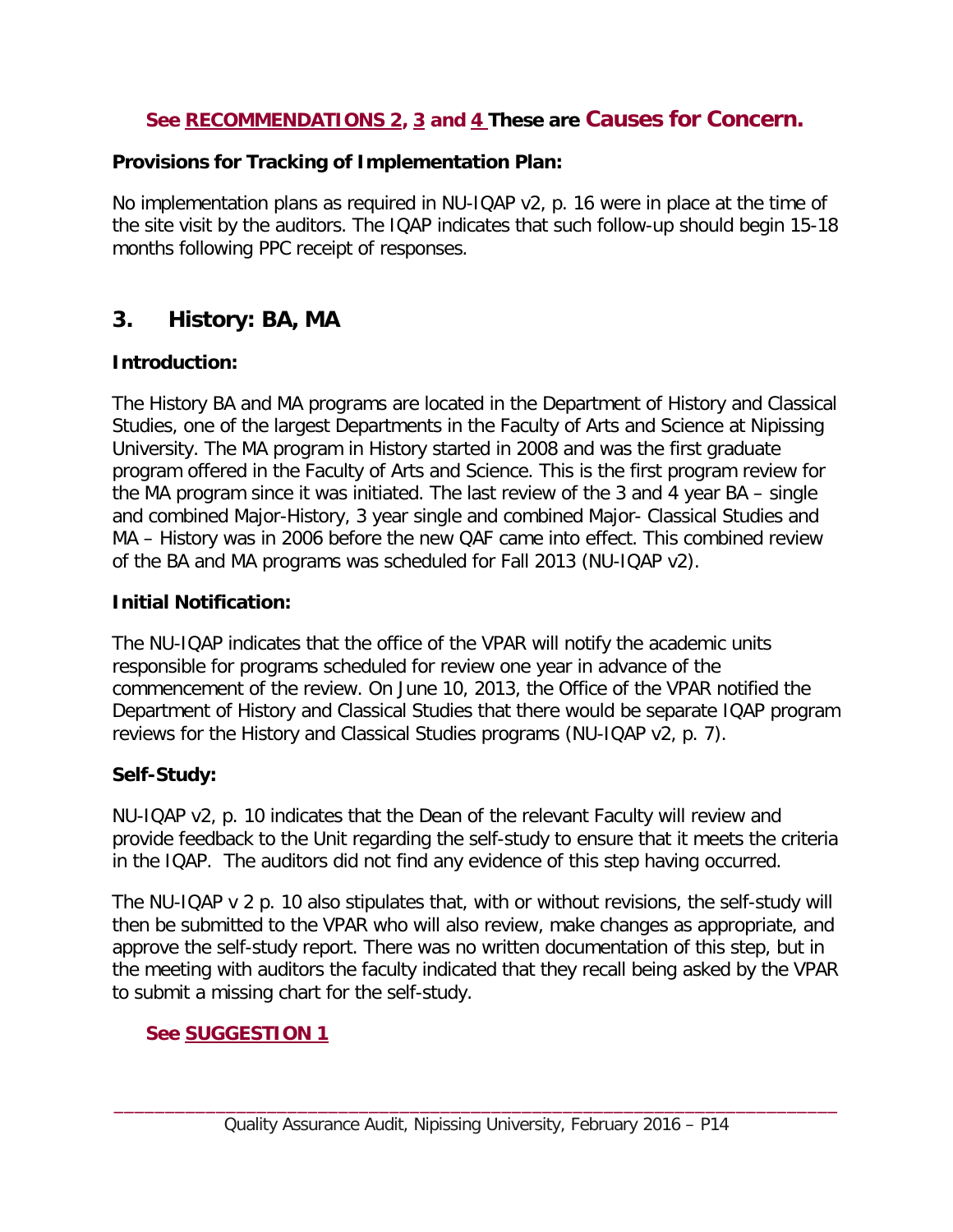**See RECOMMENDATIONS 2, 3 and 4 These are Causes for Concern.**

**Provisions for Tracking of Implementation Plan:**

No implementation plans as required in NU-IQAP v2, p. 16 were in place at the time of the site visit by the auditors. The IQAP indicates that such follow-up should begin 15-18 months following PPC receipt of responses.

## 3. History: BA, MA

**Introduction:**

The History BA and MA programs are located in the Department of History and Classical Studies, one of the largest Departments in the Faculty of Arts and Science at Nipissing University. The MA program in History started in 2008 and was the first graduate program offered in the Faculty of Arts and Science. This is the first program review for the MA program since it was initiated. The last review of the 3 and 4 year BA – single and combined Major-History, 3 year single and combined Major- Classical Studies and MA – History was in 2006 before the new QAF came into effect. This combined review of the BA and MA programs was scheduled for Fall 2013 (NU-IQAP v2).

**Initial Notification:**

The NU-IQAP indicates that the office of the VPAR will notify the academic units responsible for programs scheduled for review one year in advance of the commencement of the review. On June 10, 2013, the Office of the VPAR notified the Department of History and Classical Studies that there would be separate IQAP program reviews for the History and Classical Studies programs (NU-IQAP v2, p. 7).

**Self-Study:**

NU-IQAP v2, p. 10 indicates that the Dean of the relevant Faculty will review and provide feedback to the Unit regarding the self-study to ensure that it meets the criteria in the IQAP. The auditors did not find any evidence of this step having occurred.

The NU-IQAP v 2 p. 10 also stipulates that, with or without revisions, the self-study will then be submitted to the VPAR who will also review, make changes as appropriate, and approve the self-study report. There was no written documentation of this step, but in the meeting with auditors the faculty indicated that they recall being asked by the VPAR to submit a missing chart for the self-study.

**See SUGGESTION 1**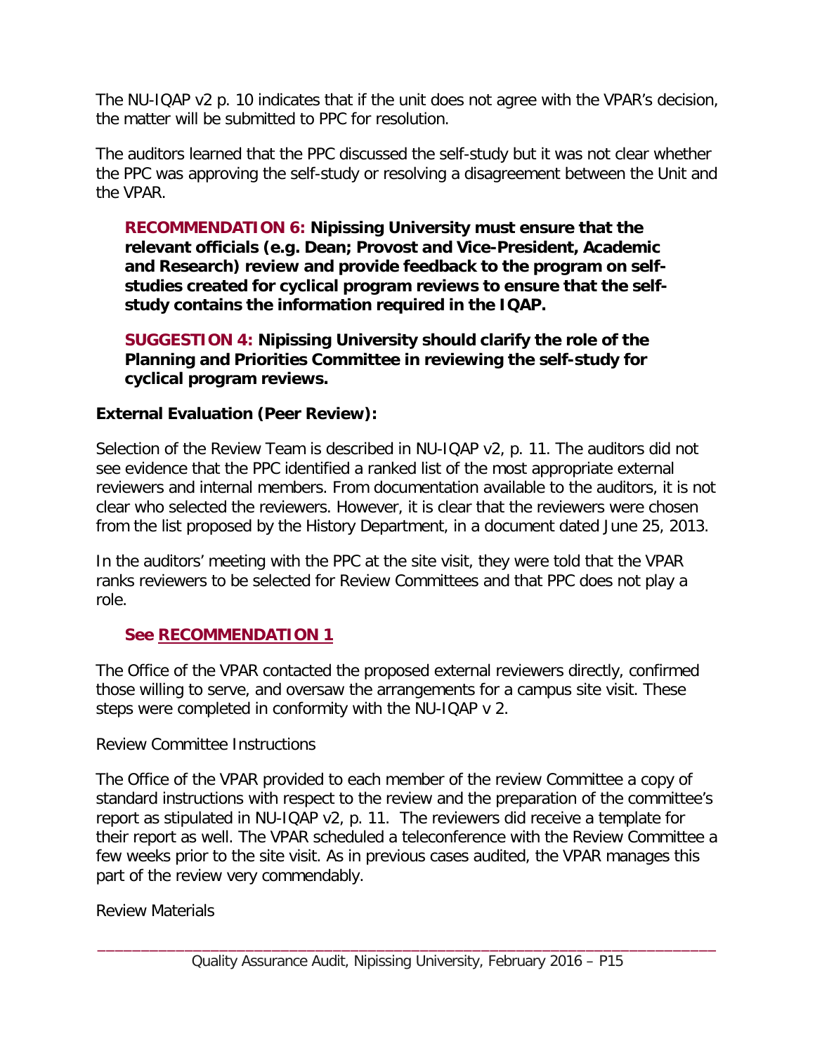The NU-IQAP v2 p. 10 indicates that if the unit does not agree with the VPAR's decision, the matter will be submitted to PPC for resolution.

The auditors learned that the PPC discussed the self-study but it was not clear whether the PPC was approving the self-study or resolving a disagreement between the Unit and the VPAR.

> **RECOMMENDATION 6: Nipissing University must ensure that the relevant officials (e.g. Dean; Provost and Vice-President, Academic and Research) review and provide feedback to the program on self-studies created for cyclical program reviews to ensure that the self-study contains the information required in the IQAP.**

> **SUGGESTION 4: Nipissing University should clarify the role of the Planning and Priorities Committee in reviewing the self-study for cyclical program reviews.**

**External Evaluation (Peer Review):**

Selection of the Review Team is described in NU-IQAP v2, p. 11. The auditors did not see evidence that the PPC identified a ranked list of the most appropriate external reviewers and internal members. From documentation available to the auditors, it is not clear who selected the reviewers. However, it is clear that the reviewers were chosen from the list proposed by the History Department, in a document dated June 25, 2013.

In the auditors' meeting with the PPC at the site visit, they were told that the VPAR ranks reviewers to be selected for Review Committees and that PPC does not play a role.

> **See RECOMMENDATION 1**

The Office of the VPAR contacted the proposed external reviewers directly, confirmed those willing to serve, and oversaw the arrangements for a campus site visit. These steps were completed in conformity with the NU-IQAP v 2.

Review Committee Instructions

The Office of the VPAR provided to each member of the review Committee a copy of standard instructions with respect to the review and the preparation of the committee's report as stipulated in NU-IQAP v2, p. 11. The reviewers did receive a template for their report as well. The VPAR scheduled a teleconference with the Review Committee a few weeks prior to the site visit. As in previous cases audited, the VPAR manages this part of the review very commendably.

Review Materials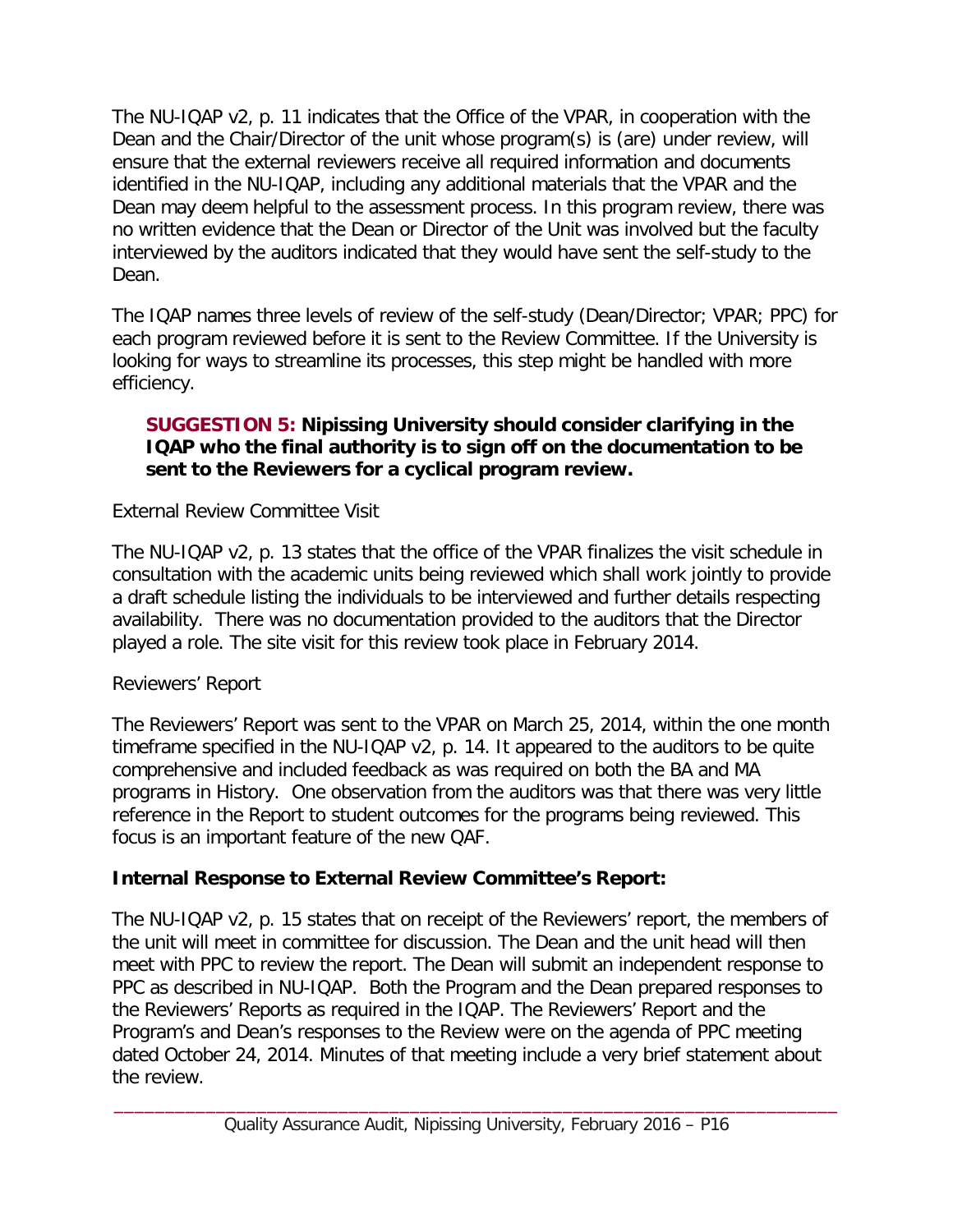The NU-IQAP v2, p. 11 indicates that the Office of the VPAR, in cooperation with the Dean and the Chair/Director of the unit whose program(s) is (are) under review, will ensure that the external reviewers receive all required information and documents identified in the NU-IQAP, including any additional materials that the VPAR and the Dean may deem helpful to the assessment process. In this program review, there was no written evidence that the Dean or Director of the Unit was involved but the faculty interviewed by the auditors indicated that they would have sent the self-study to the Dean.

The IQAP names three levels of review of the self-study (Dean/Director; VPAR; PPC) for each program reviewed before it is sent to the Review Committee. If the University is looking for ways to streamline its processes, this step might be handled with more efficiency.

> **SUGGESTION 5: Nipissing University should consider clarifying in the IQAP who the final authority is to sign off on the documentation to be sent to the Reviewers for a cyclical program review.**

External Review Committee Visit

The NU-IQAP v2, p. 13 states that the office of the VPAR finalizes the visit schedule in consultation with the academic units being reviewed which shall work jointly to provide a draft schedule listing the individuals to be interviewed and further details respecting availability. There was no documentation provided to the auditors that the Director played a role. The site visit for this review took place in February 2014.

Reviewers' Report

The Reviewers' Report was sent to the VPAR on March 25, 2014, within the one month timeframe specified in the NU-IQAP v2, p. 14. It appeared to the auditors to be quite comprehensive and included feedback as was required on both the BA and MA programs in History. One observation from the auditors was that there was very little reference in the Report to student outcomes for the programs being reviewed. This focus is an important feature of the new QAF.

**Internal Response to External Review Committee's Report:**

The NU-IQAP v2, p. 15 states that on receipt of the Reviewers' report, the members of the unit will meet in committee for discussion. The Dean and the unit head will then meet with PPC to review the report. The Dean will submit an independent response to PPC as described in NU-IQAP. Both the Program and the Dean prepared responses to the Reviewers' Reports as required in the IQAP. The Reviewers' Report and the Program's and Dean's responses to the Review were on the agenda of PPC meeting dated October 24, 2014. Minutes of that meeting include a very brief statement about the review.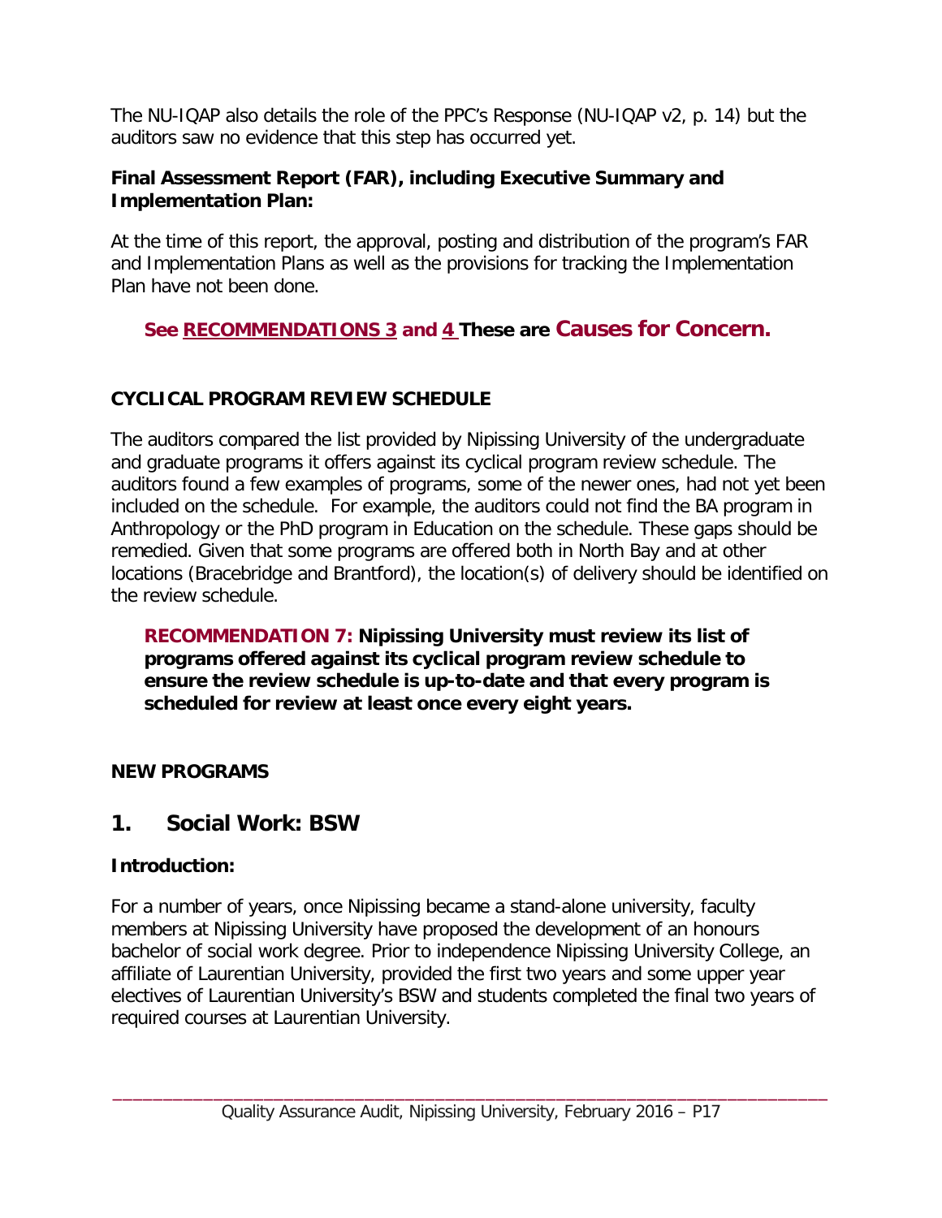The NU-IQAP also details the role of the PPC's Response (NU-IQAP v2, p. 14) but the auditors saw no evidence that this step has occurred yet.

**Final Assessment Report (FAR), including Executive Summary and Implementation Plan:**

At the time of this report, the approval, posting and distribution of the program's FAR and Implementation Plans as well as the provisions for tracking the Implementation Plan have not been done.

**See RECOMMENDATIONS 3 and 4 These are Causes for Concern.**

**CYCLICAL PROGRAM REVIEW SCHEDULE**

The auditors compared the list provided by Nipissing University of the undergraduate and graduate programs it offers against its cyclical program review schedule. The auditors found a few examples of programs, some of the newer ones, had not yet been included on the schedule. For example, the auditors could not find the BA program in Anthropology or the PhD program in Education on the schedule. These gaps should be remedied. Given that some programs are offered both in North Bay and at other locations (Bracebridge and Brantford), the location(s) of delivery should be identified on the review schedule.

> **RECOMMENDATION 7: Nipissing University must review its list of programs offered against its cyclical program review schedule to ensure the review schedule is up-to-date and that every program is scheduled for review at least once every eight years.**

**NEW PROGRAMS**

## 1. Social Work: BSW

**Introduction:**

For a number of years, once Nipissing became a stand-alone university, faculty members at Nipissing University have proposed the development of an honours bachelor of social work degree. Prior to independence Nipissing University College, an affiliate of Laurentian University, provided the first two years and some upper year electives of Laurentian University's BSW and students completed the final two years of required courses at Laurentian University.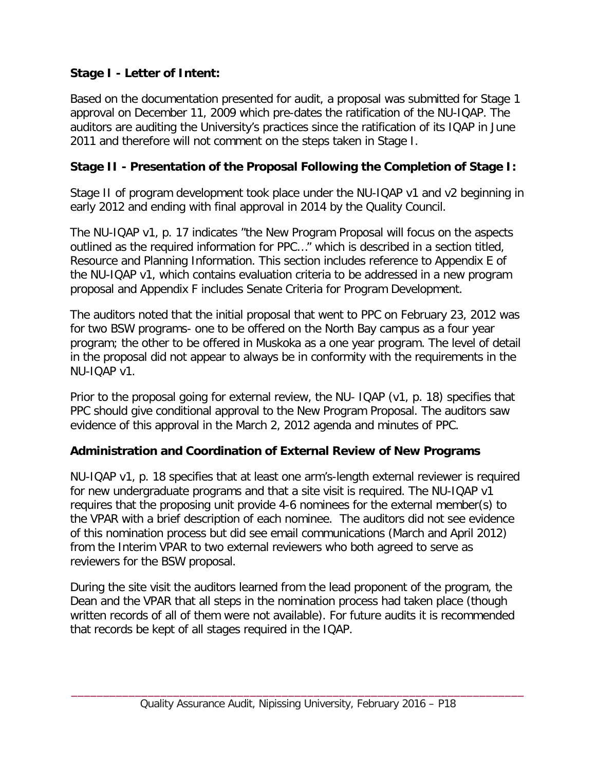**Stage I - Letter of Intent:**

Based on the documentation presented for audit, a proposal was submitted for Stage 1 approval on December 11, 2009 which pre-dates the ratification of the NU-IQAP. The auditors are auditing the University's practices since the ratification of its IQAP in June 2011 and therefore will not comment on the steps taken in Stage I.

**Stage II - Presentation of the Proposal Following the Completion of Stage I:**

Stage II of program development took place under the NU-IQAP v1 and v2 beginning in early 2012 and ending with final approval in 2014 by the Quality Council.

The NU-IQAP v1, p. 17 indicates "the New Program Proposal will focus on the aspects outlined as the required information for PPC…" which is described in a section titled, Resource and Planning Information. This section includes reference to Appendix E of the NU-IQAP v1, which contains evaluation criteria to be addressed in a new program proposal and Appendix F includes Senate Criteria for Program Development.

The auditors noted that the initial proposal that went to PPC on February 23, 2012 was for two BSW programs- one to be offered on the North Bay campus as a four year program; the other to be offered in Muskoka as a one year program. The level of detail in the proposal did not appear to always be in conformity with the requirements in the NU-IQAP v1.

Prior to the proposal going for external review, the NU- IQAP (v1, p. 18) specifies that PPC should give conditional approval to the New Program Proposal. The auditors saw evidence of this approval in the March 2, 2012 agenda and minutes of PPC.

**Administration and Coordination of External Review of New Programs**

NU-IQAP v1, p. 18 specifies that at least one arm's-length external reviewer is required for new undergraduate programs and that a site visit is required. The NU-IQAP v1 requires that the proposing unit provide 4-6 nominees for the external member(s) to the VPAR with a brief description of each nominee. The auditors did not see evidence of this nomination process but did see email communications (March and April 2012) from the Interim VPAR to two external reviewers who both agreed to serve as reviewers for the BSW proposal.

During the site visit the auditors learned from the lead proponent of the program, the Dean and the VPAR that all steps in the nomination process had taken place (though written records of all of them were not available). For future audits it is recommended that records be kept of all stages required in the IQAP.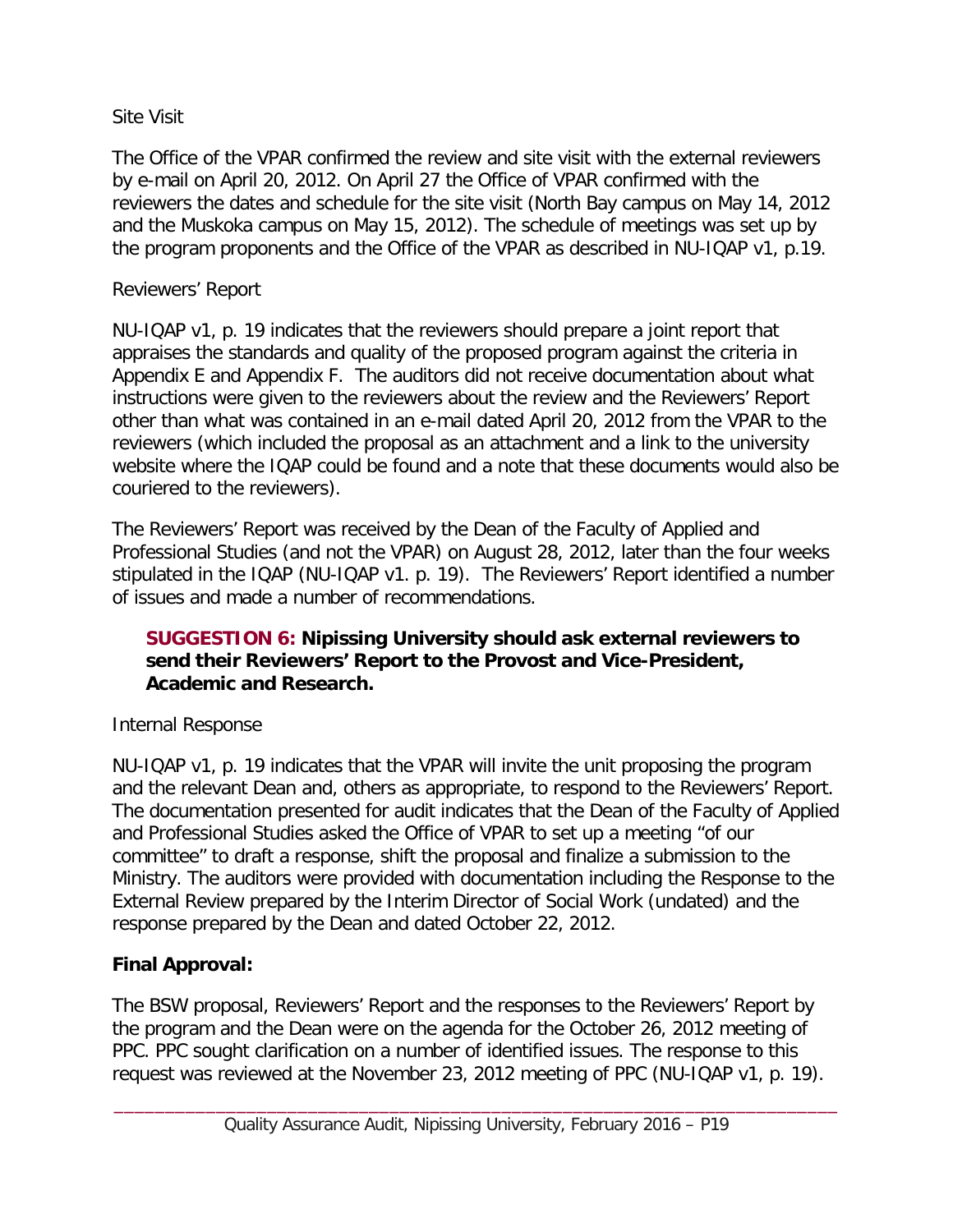Site Visit

The Office of the VPAR confirmed the review and site visit with the external reviewers by e-mail on April 20, 2012. On April 27 the Office of VPAR confirmed with the reviewers the dates and schedule for the site visit (North Bay campus on May 14, 2012 and the Muskoka campus on May 15, 2012). The schedule of meetings was set up by the program proponents and the Office of the VPAR as described in NU-IQAP v1, p.19.

Reviewers' Report

NU-IQAP v1, p. 19 indicates that the reviewers should prepare a joint report that appraises the standards and quality of the proposed program against the criteria in Appendix E and Appendix F. The auditors did not receive documentation about what instructions were given to the reviewers about the review and the Reviewers' Report other than what was contained in an e-mail dated April 20, 2012 from the VPAR to the reviewers (which included the proposal as an attachment and a link to the university website where the IQAP could be found and a note that these documents would also be couriered to the reviewers).

The Reviewers' Report was received by the Dean of the Faculty of Applied and Professional Studies (and not the VPAR) on August 28, 2012, later than the four weeks stipulated in the IQAP (NU-IQAP v1. p. 19). The Reviewers' Report identified a number of issues and made a number of recommendations.

> **SUGGESTION 6: Nipissing University should ask external reviewers to send their Reviewers' Report to the Provost and Vice-President, Academic and Research.**

Internal Response

NU-IQAP v1, p. 19 indicates that the VPAR will invite the unit proposing the program and the relevant Dean and, others as appropriate, to respond to the Reviewers' Report. The documentation presented for audit indicates that the Dean of the Faculty of Applied and Professional Studies asked the Office of VPAR to set up a meeting "of our committee" to draft a response, shift the proposal and finalize a submission to the Ministry. The auditors were provided with documentation including the Response to the External Review prepared by the Interim Director of Social Work (undated) and the response prepared by the Dean and dated October 22, 2012.

**Final Approval:**

The BSW proposal, Reviewers' Report and the responses to the Reviewers' Report by the program and the Dean were on the agenda for the October 26, 2012 meeting of PPC. PPC sought clarification on a number of identified issues. The response to this request was reviewed at the November 23, 2012 meeting of PPC (NU-IQAP v1, p. 19).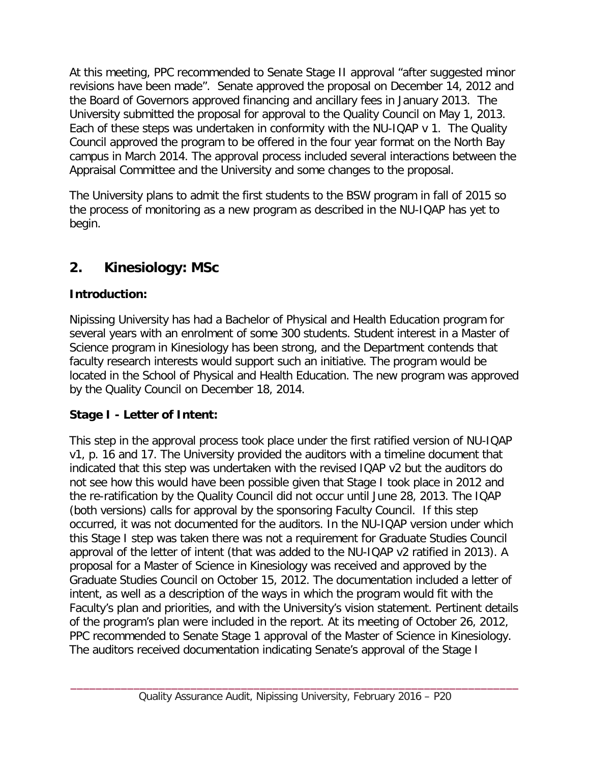At this meeting, PPC recommended to Senate Stage II approval "after suggested minor revisions have been made". Senate approved the proposal on December 14, 2012 and the Board of Governors approved financing and ancillary fees in January 2013. The University submitted the proposal for approval to the Quality Council on May 1, 2013. Each of these steps was undertaken in conformity with the NU-IQAP v 1. The Quality Council approved the program to be offered in the four year format on the North Bay campus in March 2014. The approval process included several interactions between the Appraisal Committee and the University and some changes to the proposal.

The University plans to admit the first students to the BSW program in fall of 2015 so the process of monitoring as a new program as described in the NU-IQAP has yet to begin.

## 2. Kinesiology: MSc

### Introduction:

Nipissing University has had a Bachelor of Physical and Health Education program for several years with an enrolment of some 300 students. Student interest in a Master of Science program in Kinesiology has been strong, and the Department contends that faculty research interests would support such an initiative. The program would be located in the School of Physical and Health Education. The new program was approved by the Quality Council on December 18, 2014.

### Stage I - Letter of Intent:

This step in the approval process took place under the first ratified version of NU-IQAP v1, p. 16 and 17. The University provided the auditors with a timeline document that indicated that this step was undertaken with the revised IQAP v2 but the auditors do not see how this would have been possible given that Stage I took place in 2012 and the re-ratification by the Quality Council did not occur until June 28, 2013. The IQAP (both versions) calls for approval by the sponsoring Faculty Council. If this step occurred, it was not documented for the auditors. In the NU-IQAP version under which this Stage I step was taken there was not a requirement for Graduate Studies Council approval of the letter of intent (that was added to the NU-IQAP v2 ratified in 2013). A proposal for a Master of Science in Kinesiology was received and approved by the Graduate Studies Council on October 15, 2012. The documentation included a letter of intent, as well as a description of the ways in which the program would fit with the Faculty's plan and priorities, and with the University's vision statement. Pertinent details of the program's plan were included in the report. At its meeting of October 26, 2012, PPC recommended to Senate Stage 1 approval of the Master of Science in Kinesiology. The auditors received documentation indicating Senate's approval of the Stage I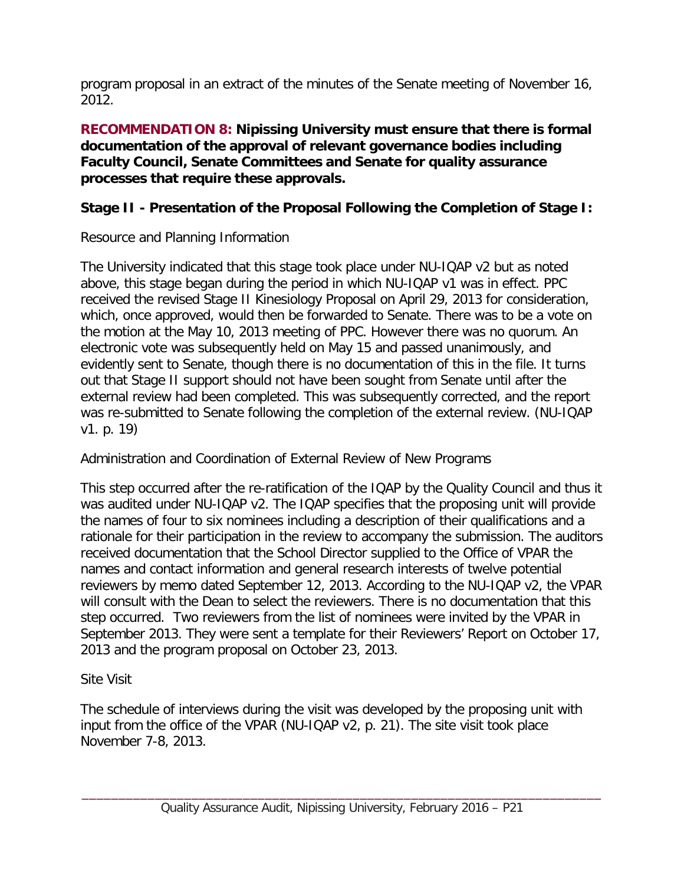program proposal in an extract of the minutes of the Senate meeting of November 16, 2012.

**RECOMMENDATION 8: Nipissing University must ensure that there is formal documentation of the approval of relevant governance bodies including Faculty Council, Senate Committees and Senate for quality assurance processes that require these approvals.**

**Stage II - Presentation of the Proposal Following the Completion of Stage I:**

Resource and Planning Information

The University indicated that this stage took place under NU-IQAP v2 but as noted above, this stage began during the period in which NU-IQAP v1 was in effect. PPC received the revised Stage II Kinesiology Proposal on April 29, 2013 for consideration, which, once approved, would then be forwarded to Senate. There was to be a vote on the motion at the May 10, 2013 meeting of PPC. However there was no quorum. An electronic vote was subsequently held on May 15 and passed unanimously, and evidently sent to Senate, though there is no documentation of this in the file. It turns out that Stage II support should not have been sought from Senate until after the external review had been completed. This was subsequently corrected, and the report was re-submitted to Senate following the completion of the external review. (NU-IQAP v1. p. 19)

Administration and Coordination of External Review of New Programs

This step occurred after the re-ratification of the IQAP by the Quality Council and thus it was audited under NU-IQAP v2. The IQAP specifies that the proposing unit will provide the names of four to six nominees including a description of their qualifications and a rationale for their participation in the review to accompany the submission. The auditors received documentation that the School Director supplied to the Office of VPAR the names and contact information and general research interests of twelve potential reviewers by memo dated September 12, 2013. According to the NU-IQAP v2, the VPAR will consult with the Dean to select the reviewers. There is no documentation that this step occurred. Two reviewers from the list of nominees were invited by the VPAR in September 2013. They were sent a template for their Reviewers' Report on October 17, 2013 and the program proposal on October 23, 2013.

Site Visit

The schedule of interviews during the visit was developed by the proposing unit with input from the office of the VPAR (NU-IQAP v2, p. 21). The site visit took place November 7-8, 2013.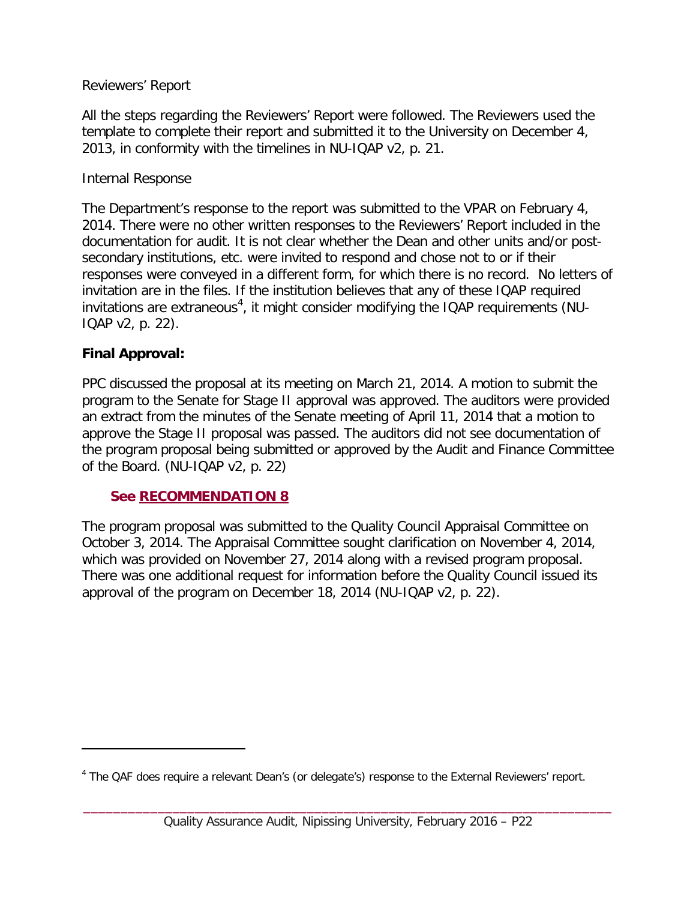Reviewers' Report

All the steps regarding the Reviewers' Report were followed. The Reviewers used the template to complete their report and submitted it to the University on December 4, 2013, in conformity with the timelines in NU-IQAP v2, p. 21.

Internal Response

The Department's response to the report was submitted to the VPAR on February 4, 2014. There were no other written responses to the Reviewers' Report included in the documentation for audit. It is not clear whether the Dean and other units and/or post-secondary institutions, etc. were invited to respond and chose not to or if their responses were conveyed in a different form, for which there is no record. No letters of invitation are in the files. If the institution believes that any of these IQAP required invitations are extraneous[4], it might consider modifying the IQAP requirements (NU-IQAP v2, p. 22).

**Final Approval:**

PPC discussed the proposal at its meeting on March 21, 2014. A motion to submit the program to the Senate for Stage II approval was approved. The auditors were provided an extract from the minutes of the Senate meeting of April 11, 2014 that a motion to approve the Stage II proposal was passed. The auditors did not see documentation of the program proposal being submitted or approved by the Audit and Finance Committee of the Board. (NU-IQAP v2, p. 22)

**See RECOMMENDATION 8**

The program proposal was submitted to the Quality Council Appraisal Committee on October 3, 2014. The Appraisal Committee sought clarification on November 4, 2014, which was provided on November 27, 2014 along with a revised program proposal. There was one additional request for information before the Quality Council issued its approval of the program on December 18, 2014 (NU-IQAP v2, p. 22).

[4] The QAF does require a relevant Dean's (or delegate's) response to the External Reviewers' report.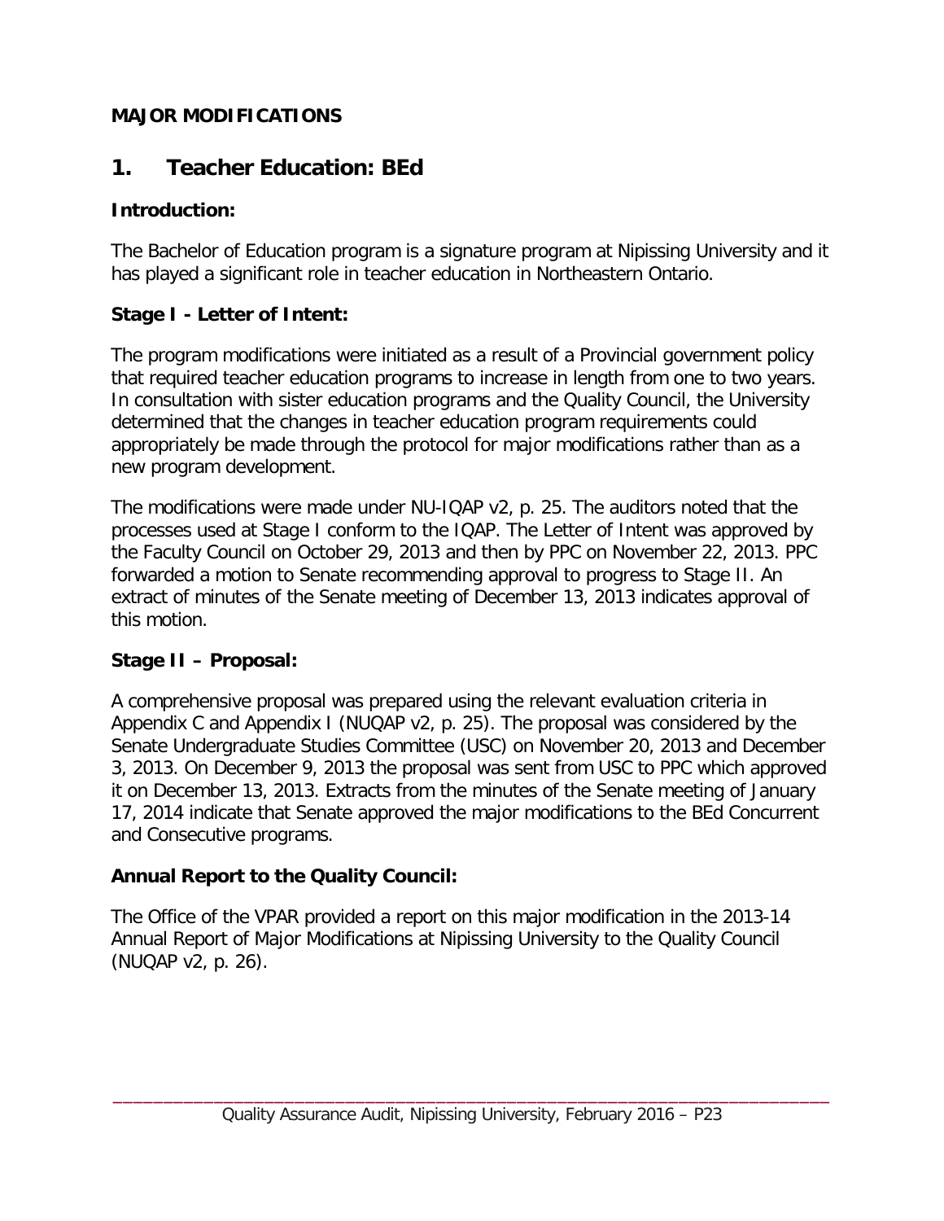**MAJOR MODIFICATIONS**

## 1. Teacher Education: BEd

### Introduction:

The Bachelor of Education program is a signature program at Nipissing University and it has played a significant role in teacher education in Northeastern Ontario.

### Stage I - Letter of Intent:

The program modifications were initiated as a result of a Provincial government policy that required teacher education programs to increase in length from one to two years. In consultation with sister education programs and the Quality Council, the University determined that the changes in teacher education program requirements could appropriately be made through the protocol for major modifications rather than as a new program development.

The modifications were made under NU-IQAP v2, p. 25. The auditors noted that the processes used at Stage I conform to the IQAP. The Letter of Intent was approved by the Faculty Council on October 29, 2013 and then by PPC on November 22, 2013. PPC forwarded a motion to Senate recommending approval to progress to Stage II. An extract of minutes of the Senate meeting of December 13, 2013 indicates approval of this motion.

### Stage II – Proposal:

A comprehensive proposal was prepared using the relevant evaluation criteria in Appendix C and Appendix I (NUQAP v2, p. 25). The proposal was considered by the Senate Undergraduate Studies Committee (USC) on November 20, 2013 and December 3, 2013. On December 9, 2013 the proposal was sent from USC to PPC which approved it on December 13, 2013. Extracts from the minutes of the Senate meeting of January 17, 2014 indicate that Senate approved the major modifications to the BEd Concurrent and Consecutive programs.

### Annual Report to the Quality Council:

The Office of the VPAR provided a report on this major modification in the 2013-14 Annual Report of Major Modifications at Nipissing University to the Quality Council (NUQAP v2, p. 26).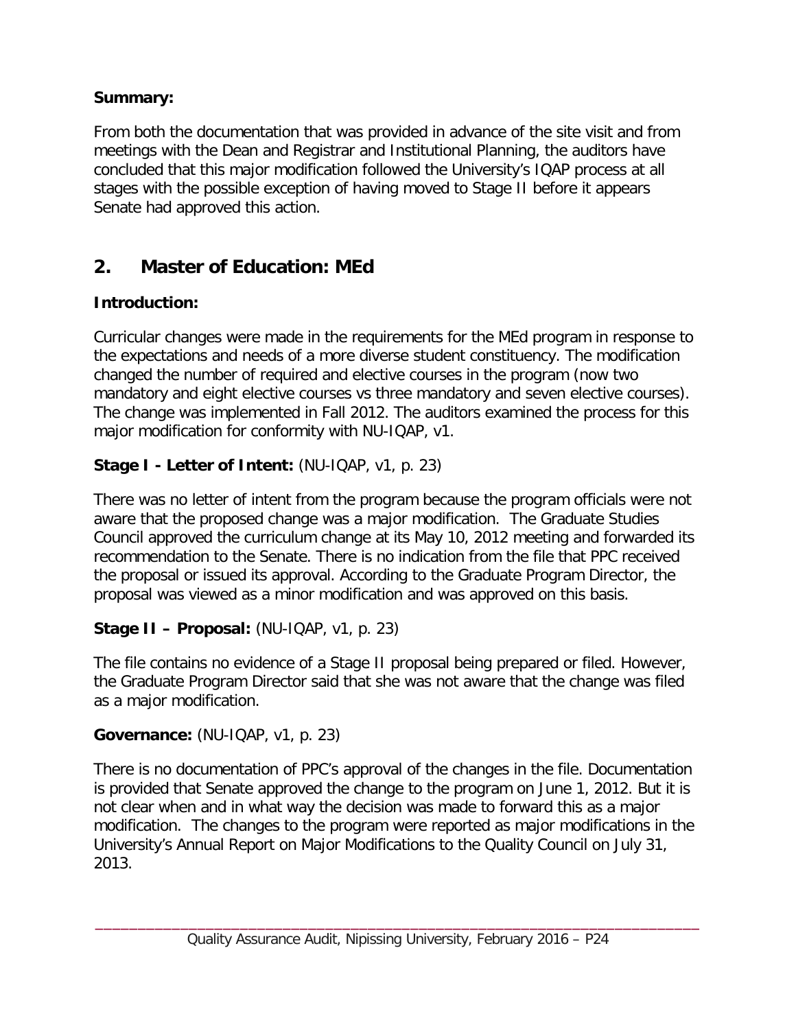**Summary:**

From both the documentation that was provided in advance of the site visit and from meetings with the Dean and Registrar and Institutional Planning, the auditors have concluded that this major modification followed the University's IQAP process at all stages with the possible exception of having moved to Stage II before it appears Senate had approved this action.

## 2. Master of Education: MEd

**Introduction:**

Curricular changes were made in the requirements for the MEd program in response to the expectations and needs of a more diverse student constituency. The modification changed the number of required and elective courses in the program (now two mandatory and eight elective courses vs three mandatory and seven elective courses). The change was implemented in Fall 2012. The auditors examined the process for this major modification for conformity with NU-IQAP, v1.

**Stage I - Letter of Intent:** (NU-IQAP, v1, p. 23)

There was no letter of intent from the program because the program officials were not aware that the proposed change was a major modification. The Graduate Studies Council approved the curriculum change at its May 10, 2012 meeting and forwarded its recommendation to the Senate. There is no indication from the file that PPC received the proposal or issued its approval. According to the Graduate Program Director, the proposal was viewed as a minor modification and was approved on this basis.

**Stage II – Proposal:** (NU-IQAP, v1, p. 23)

The file contains no evidence of a Stage II proposal being prepared or filed. However, the Graduate Program Director said that she was not aware that the change was filed as a major modification.

**Governance:** (NU-IQAP, v1, p. 23)

There is no documentation of PPC's approval of the changes in the file. Documentation is provided that Senate approved the change to the program on June 1, 2012. But it is not clear when and in what way the decision was made to forward this as a major modification. The changes to the program were reported as major modifications in the University's Annual Report on Major Modifications to the Quality Council on July 31, 2013.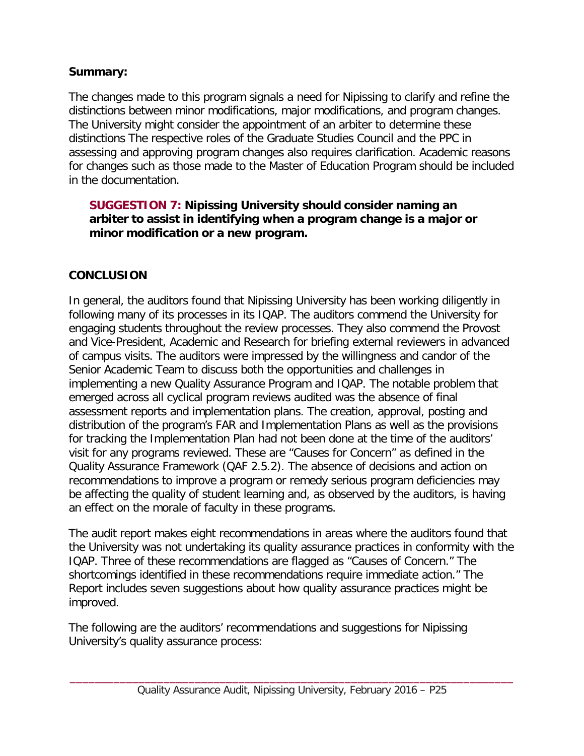**Summary:**

The changes made to this program signals a need for Nipissing to clarify and refine the distinctions between minor modifications, major modifications, and program changes. The University might consider the appointment of an arbiter to determine these distinctions The respective roles of the Graduate Studies Council and the PPC in assessing and approving program changes also requires clarification. Academic reasons for changes such as those made to the Master of Education Program should be included in the documentation.

> **SUGGESTION 7: Nipissing University should consider naming an arbiter to assist in identifying when a program change is a major or minor modification or a new program.**

## CONCLUSION

In general, the auditors found that Nipissing University has been working diligently in following many of its processes in its IQAP. The auditors commend the University for engaging students throughout the review processes. They also commend the Provost and Vice-President, Academic and Research for briefing external reviewers in advanced of campus visits. The auditors were impressed by the willingness and candor of the Senior Academic Team to discuss both the opportunities and challenges in implementing a new Quality Assurance Program and IQAP. The notable problem that emerged across all cyclical program reviews audited was the absence of final assessment reports and implementation plans. The creation, approval, posting and distribution of the program's FAR and Implementation Plans as well as the provisions for tracking the Implementation Plan had not been done at the time of the auditors' visit for any programs reviewed. These are "Causes for Concern" as defined in the Quality Assurance Framework (QAF 2.5.2). The absence of decisions and action on recommendations to improve a program or remedy serious program deficiencies may be affecting the quality of student learning and, as observed by the auditors, is having an effect on the morale of faculty in these programs.

The audit report makes eight recommendations in areas where the auditors found that the University was not undertaking its quality assurance practices in conformity with the IQAP. Three of these recommendations are flagged as "Causes of Concern." The shortcomings identified in these recommendations require immediate action." The Report includes seven suggestions about how quality assurance practices might be improved.

The following are the auditors' recommendations and suggestions for Nipissing University's quality assurance process: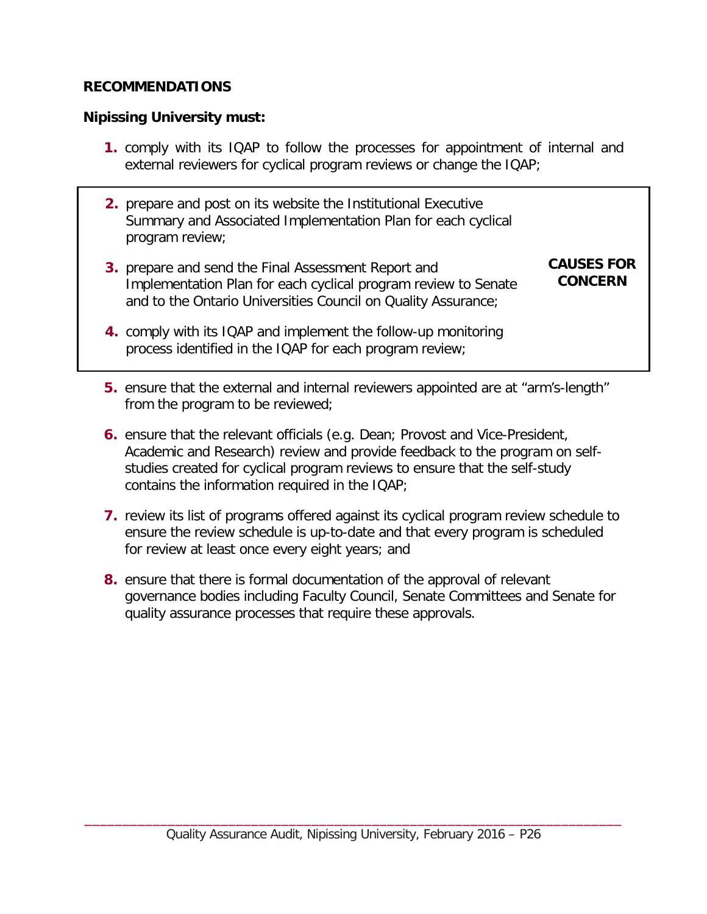**RECOMMENDATIONS**

**Nipissing University must:**

1. comply with its IQAP to follow the processes for appointment of internal and external reviewers for cyclical program reviews or change the IQAP;

**CAUSES FOR CONCERN**

2. prepare and post on its website the Institutional Executive Summary and Associated Implementation Plan for each cyclical program review;
3. prepare and send the Final Assessment Report and Implementation Plan for each cyclical program review to Senate and to the Ontario Universities Council on Quality Assurance;
4. comply with its IQAP and implement the follow-up monitoring process identified in the IQAP for each program review;

5. ensure that the external and internal reviewers appointed are at "arm's-length" from the program to be reviewed;
6. ensure that the relevant officials (e.g. Dean; Provost and Vice-President, Academic and Research) review and provide feedback to the program on self-studies created for cyclical program reviews to ensure that the self-study contains the information required in the IQAP;
7. review its list of programs offered against its cyclical program review schedule to ensure the review schedule is up-to-date and that every program is scheduled for review at least once every eight years; and
8. ensure that there is formal documentation of the approval of relevant governance bodies including Faculty Council, Senate Committees and Senate for quality assurance processes that require these approvals.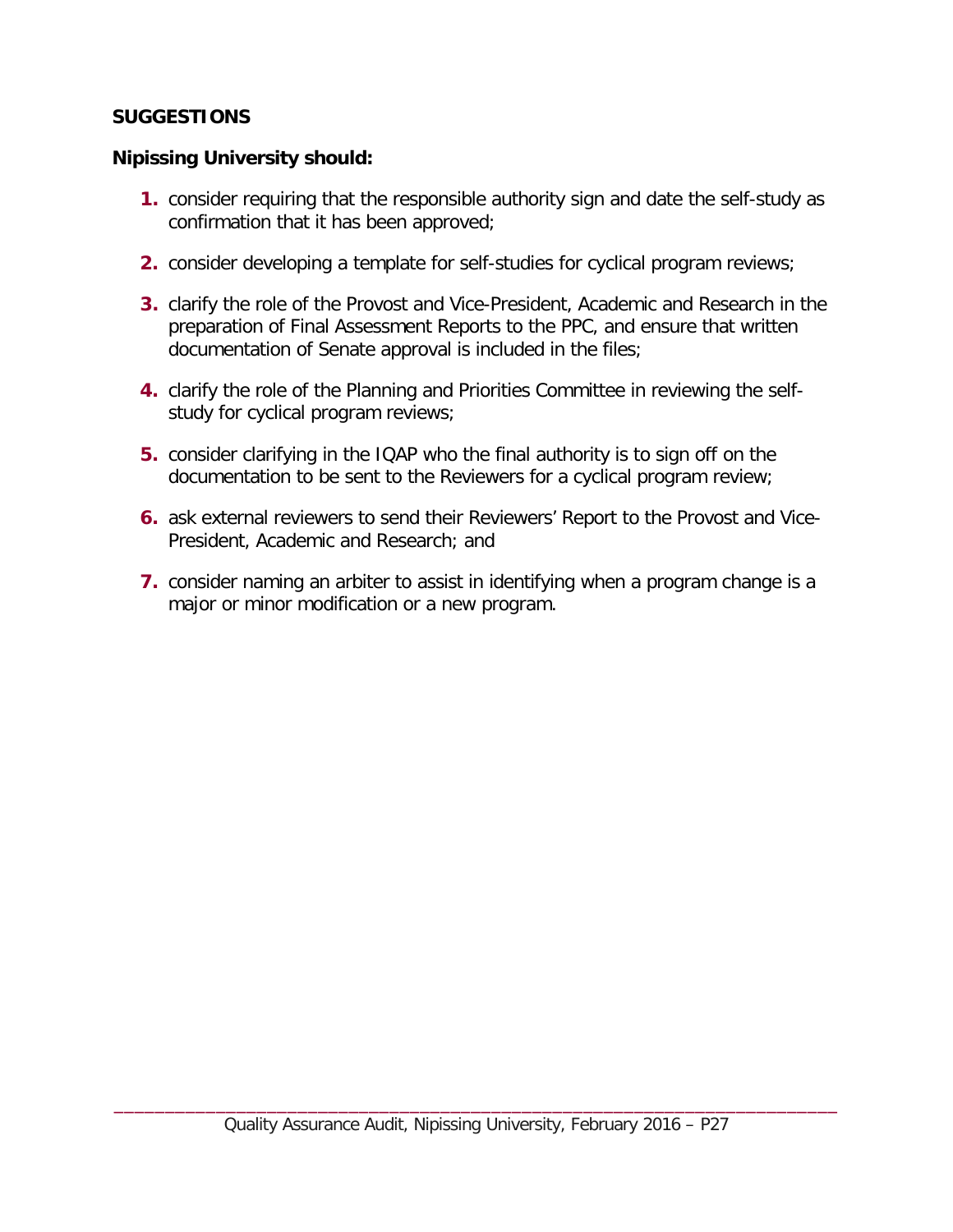**SUGGESTIONS**

**Nipissing University should:**

1. consider requiring that the responsible authority sign and date the self-study as confirmation that it has been approved;
2. consider developing a template for self-studies for cyclical program reviews;
3. clarify the role of the Provost and Vice-President, Academic and Research in the preparation of Final Assessment Reports to the PPC, and ensure that written documentation of Senate approval is included in the files;
4. clarify the role of the Planning and Priorities Committee in reviewing the self-study for cyclical program reviews;
5. consider clarifying in the IQAP who the final authority is to sign off on the documentation to be sent to the Reviewers for a cyclical program review;
6. ask external reviewers to send their Reviewers' Report to the Provost and Vice-President, Academic and Research; and
7. consider naming an arbiter to assist in identifying when a program change is a major or minor modification or a new program.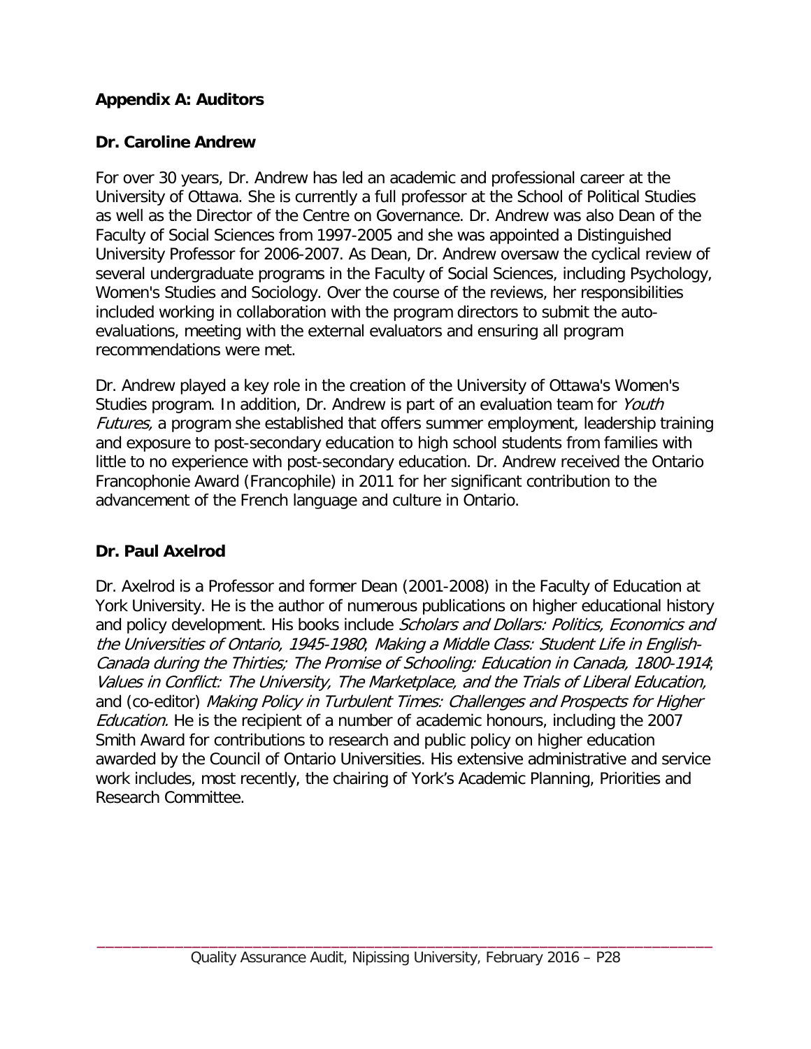## Appendix A: Auditors

### Dr. Caroline Andrew

For over 30 years, Dr. Andrew has led an academic and professional career at the University of Ottawa. She is currently a full professor at the School of Political Studies as well as the Director of the Centre on Governance. Dr. Andrew was also Dean of the Faculty of Social Sciences from 1997-2005 and she was appointed a Distinguished University Professor for 2006-2007. As Dean, Dr. Andrew oversaw the cyclical review of several undergraduate programs in the Faculty of Social Sciences, including Psychology, Women's Studies and Sociology. Over the course of the reviews, her responsibilities included working in collaboration with the program directors to submit the auto-evaluations, meeting with the external evaluators and ensuring all program recommendations were met.

Dr. Andrew played a key role in the creation of the University of Ottawa's Women's Studies program. In addition, Dr. Andrew is part of an evaluation team for *Youth Futures,* a program she established that offers summer employment, leadership training and exposure to post-secondary education to high school students from families with little to no experience with post-secondary education. Dr. Andrew received the Ontario Francophonie Award (Francophile) in 2011 for her significant contribution to the advancement of the French language and culture in Ontario.

### Dr. Paul Axelrod

Dr. Axelrod is a Professor and former Dean (2001-2008) in the Faculty of Education at York University. He is the author of numerous publications on higher educational history and policy development. His books include *Scholars and Dollars: Politics, Economics and the Universities of Ontario, 1945-1980*; *Making a Middle Class: Student Life in English-Canada during the Thirties; The Promise of Schooling: Education in Canada, 1800-1914*; *Values in Conflict: The University, The Marketplace, and the Trials of Liberal Education,* and (co-editor) *Making Policy in Turbulent Times: Challenges and Prospects for Higher Education.* He is the recipient of a number of academic honours, including the 2007 Smith Award for contributions to research and public policy on higher education awarded by the Council of Ontario Universities. His extensive administrative and service work includes, most recently, the chairing of York's Academic Planning, Priorities and Research Committee.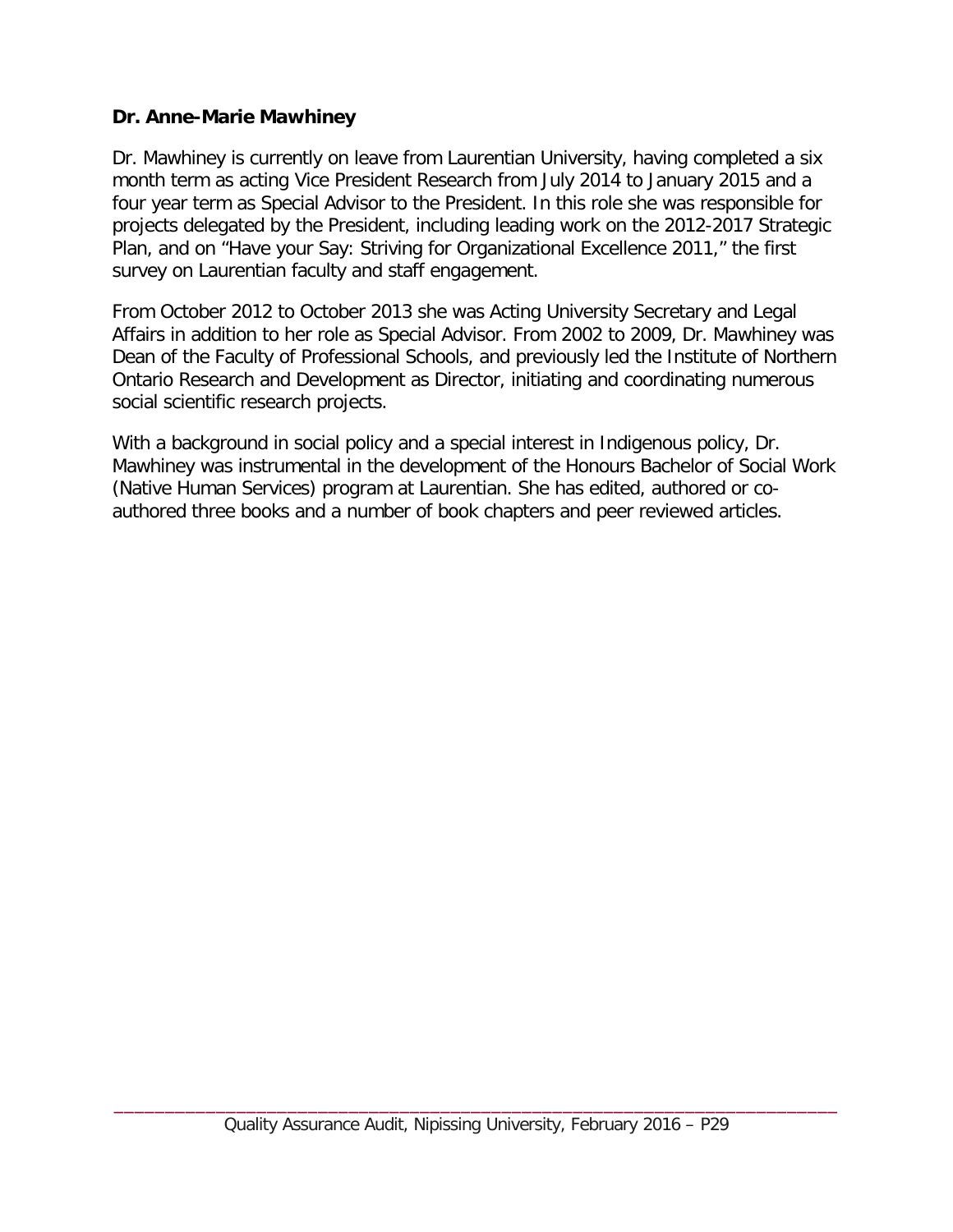**Dr. Anne-Marie Mawhiney**

Dr. Mawhiney is currently on leave from Laurentian University, having completed a six month term as acting Vice President Research from July 2014 to January 2015 and a four year term as Special Advisor to the President. In this role she was responsible for projects delegated by the President, including leading work on the 2012-2017 Strategic Plan, and on "Have your Say: Striving for Organizational Excellence 2011," the first survey on Laurentian faculty and staff engagement.

From October 2012 to October 2013 she was Acting University Secretary and Legal Affairs in addition to her role as Special Advisor. From 2002 to 2009, Dr. Mawhiney was Dean of the Faculty of Professional Schools, and previously led the Institute of Northern Ontario Research and Development as Director, initiating and coordinating numerous social scientific research projects.

With a background in social policy and a special interest in Indigenous policy, Dr. Mawhiney was instrumental in the development of the Honours Bachelor of Social Work (Native Human Services) program at Laurentian. She has edited, authored or co-authored three books and a number of book chapters and peer reviewed articles.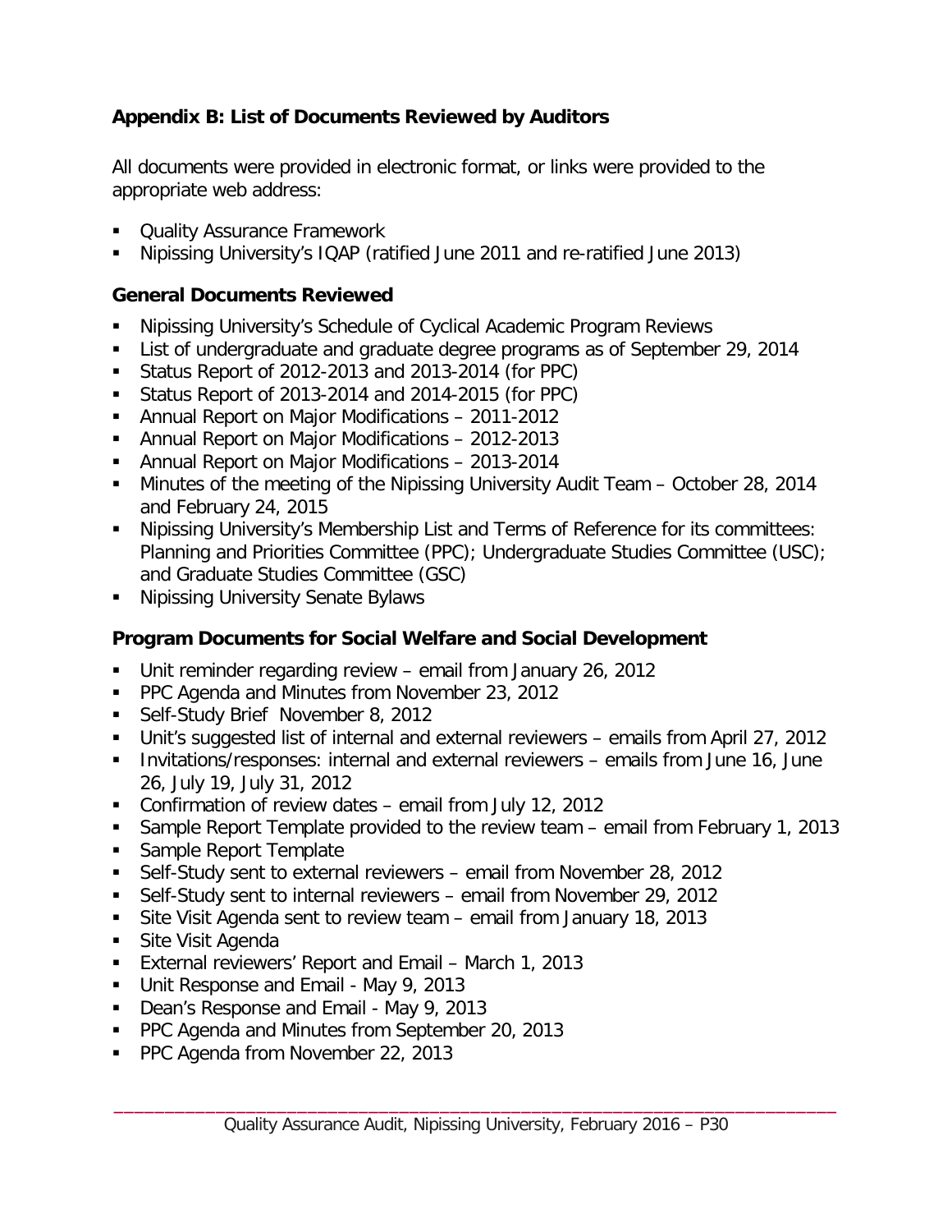## Appendix B: List of Documents Reviewed by Auditors

All documents were provided in electronic format, or links were provided to the appropriate web address:

- Quality Assurance Framework
- Nipissing University's IQAP (ratified June 2011 and re-ratified June 2013)

### General Documents Reviewed

- Nipissing University's Schedule of Cyclical Academic Program Reviews
- List of undergraduate and graduate degree programs as of September 29, 2014
- Status Report of 2012-2013 and 2013-2014 (for PPC)
- Status Report of 2013-2014 and 2014-2015 (for PPC)
- Annual Report on Major Modifications – 2011-2012
- Annual Report on Major Modifications – 2012-2013
- Annual Report on Major Modifications – 2013-2014
- Minutes of the meeting of the Nipissing University Audit Team – October 28, 2014 and February 24, 2015
- Nipissing University's Membership List and Terms of Reference for its committees: Planning and Priorities Committee (PPC); Undergraduate Studies Committee (USC); and Graduate Studies Committee (GSC)
- Nipissing University Senate Bylaws

### Program Documents for Social Welfare and Social Development

- Unit reminder regarding review – email from January 26, 2012
- PPC Agenda and Minutes from November 23, 2012
- Self-Study Brief November 8, 2012
- Unit's suggested list of internal and external reviewers – emails from April 27, 2012
- Invitations/responses: internal and external reviewers – emails from June 16, June 26, July 19, July 31, 2012
- Confirmation of review dates – email from July 12, 2012
- Sample Report Template provided to the review team – email from February 1, 2013
- Sample Report Template
- Self-Study sent to external reviewers – email from November 28, 2012
- Self-Study sent to internal reviewers – email from November 29, 2012
- Site Visit Agenda sent to review team – email from January 18, 2013
- Site Visit Agenda
- External reviewers' Report and Email – March 1, 2013
- Unit Response and Email - May 9, 2013
- Dean's Response and Email - May 9, 2013
- PPC Agenda and Minutes from September 20, 2013
- PPC Agenda from November 22, 2013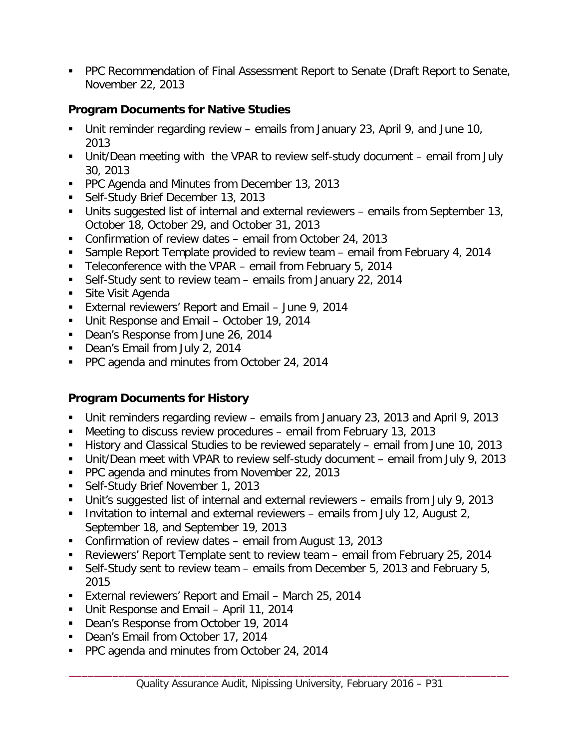- PPC Recommendation of Final Assessment Report to Senate (Draft Report to Senate, November 22, 2013

### Program Documents for Native Studies

- Unit reminder regarding review – emails from January 23, April 9, and June 10, 2013
- Unit/Dean meeting with the VPAR to review self-study document – email from July 30, 2013
- PPC Agenda and Minutes from December 13, 2013
- Self-Study Brief December 13, 2013
- Units suggested list of internal and external reviewers – emails from September 13, October 18, October 29, and October 31, 2013
- Confirmation of review dates – email from October 24, 2013
- Sample Report Template provided to review team – email from February 4, 2014
- Teleconference with the VPAR – email from February 5, 2014
- Self-Study sent to review team – emails from January 22, 2014
- Site Visit Agenda
- External reviewers' Report and Email – June 9, 2014
- Unit Response and Email – October 19, 2014
- Dean's Response from June 26, 2014
- Dean's Email from July 2, 2014
- PPC agenda and minutes from October 24, 2014

### Program Documents for History

- Unit reminders regarding review – emails from January 23, 2013 and April 9, 2013
- Meeting to discuss review procedures – email from February 13, 2013
- History and Classical Studies to be reviewed separately – email from June 10, 2013
- Unit/Dean meet with VPAR to review self-study document – email from July 9, 2013
- PPC agenda and minutes from November 22, 2013
- Self-Study Brief November 1, 2013
- Unit's suggested list of internal and external reviewers – emails from July 9, 2013
- Invitation to internal and external reviewers – emails from July 12, August 2, September 18, and September 19, 2013
- Confirmation of review dates – email from August 13, 2013
- Reviewers' Report Template sent to review team – email from February 25, 2014
- Self-Study sent to review team – emails from December 5, 2013 and February 5, 2015
- External reviewers' Report and Email – March 25, 2014
- Unit Response and Email – April 11, 2014
- Dean's Response from October 19, 2014
- Dean's Email from October 17, 2014
- PPC agenda and minutes from October 24, 2014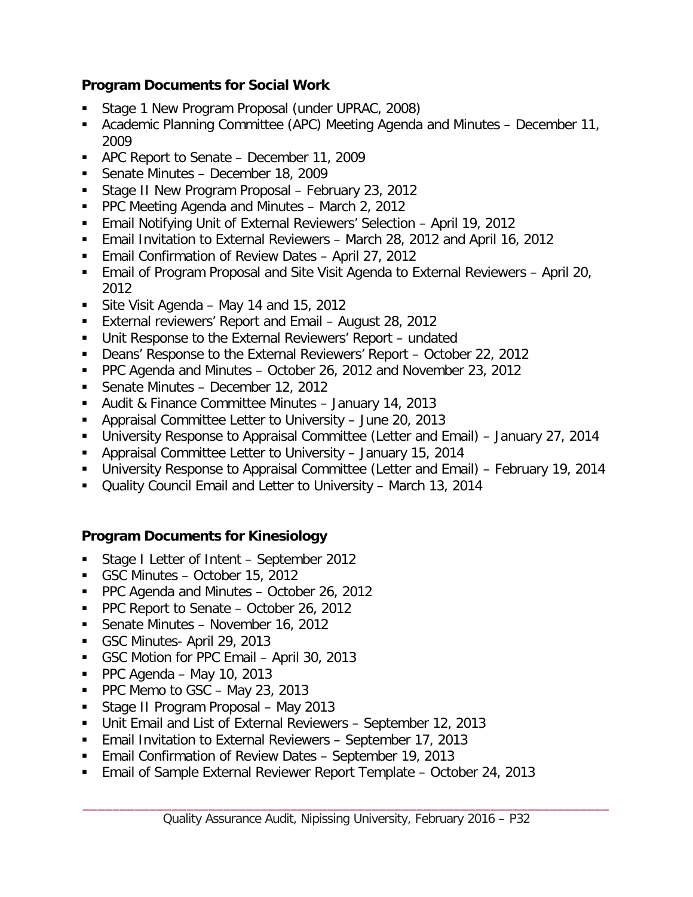### Program Documents for Social Work

- Stage 1 New Program Proposal (under UPRAC, 2008)
- Academic Planning Committee (APC) Meeting Agenda and Minutes – December 11, 2009
- APC Report to Senate – December 11, 2009
- Senate Minutes – December 18, 2009
- Stage II New Program Proposal – February 23, 2012
- PPC Meeting Agenda and Minutes – March 2, 2012
- Email Notifying Unit of External Reviewers' Selection – April 19, 2012
- Email Invitation to External Reviewers – March 28, 2012 and April 16, 2012
- Email Confirmation of Review Dates – April 27, 2012
- Email of Program Proposal and Site Visit Agenda to External Reviewers – April 20, 2012
- Site Visit Agenda – May 14 and 15, 2012
- External reviewers' Report and Email – August 28, 2012
- Unit Response to the External Reviewers' Report – undated
- Deans' Response to the External Reviewers' Report – October 22, 2012
- PPC Agenda and Minutes – October 26, 2012 and November 23, 2012
- Senate Minutes – December 12, 2012
- Audit & Finance Committee Minutes – January 14, 2013
- Appraisal Committee Letter to University – June 20, 2013
- University Response to Appraisal Committee (Letter and Email) – January 27, 2014
- Appraisal Committee Letter to University – January 15, 2014
- University Response to Appraisal Committee (Letter and Email) – February 19, 2014
- Quality Council Email and Letter to University – March 13, 2014

### Program Documents for Kinesiology

- Stage I Letter of Intent – September 2012
- GSC Minutes – October 15, 2012
- PPC Agenda and Minutes – October 26, 2012
- PPC Report to Senate – October 26, 2012
- Senate Minutes – November 16, 2012
- GSC Minutes- April 29, 2013
- GSC Motion for PPC Email – April 30, 2013
- PPC Agenda – May 10, 2013
- PPC Memo to GSC – May 23, 2013
- Stage II Program Proposal – May 2013
- Unit Email and List of External Reviewers – September 12, 2013
- Email Invitation to External Reviewers – September 17, 2013
- Email Confirmation of Review Dates – September 19, 2013
- Email of Sample External Reviewer Report Template – October 24, 2013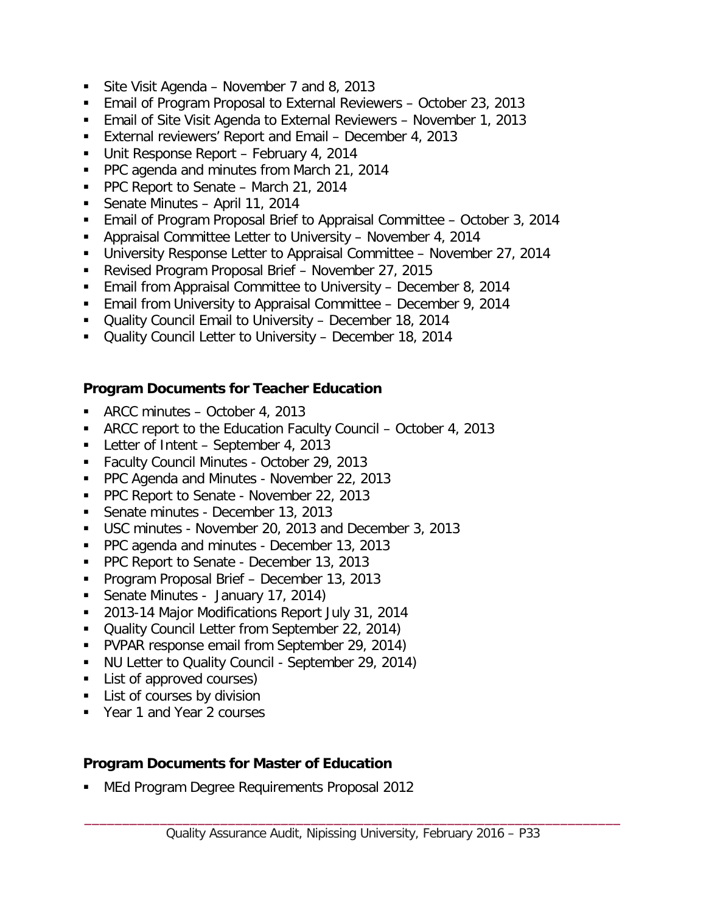- Site Visit Agenda – November 7 and 8, 2013
- Email of Program Proposal to External Reviewers – October 23, 2013
- Email of Site Visit Agenda to External Reviewers – November 1, 2013
- External reviewers' Report and Email – December 4, 2013
- Unit Response Report – February 4, 2014
- PPC agenda and minutes from March 21, 2014
- PPC Report to Senate – March 21, 2014
- Senate Minutes – April 11, 2014
- Email of Program Proposal Brief to Appraisal Committee – October 3, 2014
- Appraisal Committee Letter to University – November 4, 2014
- University Response Letter to Appraisal Committee – November 27, 2014
- Revised Program Proposal Brief – November 27, 2015
- Email from Appraisal Committee to University – December 8, 2014
- Email from University to Appraisal Committee – December 9, 2014
- Quality Council Email to University – December 18, 2014
- Quality Council Letter to University – December 18, 2014

**Program Documents for Teacher Education**

- ARCC minutes – October 4, 2013
- ARCC report to the Education Faculty Council – October 4, 2013
- Letter of Intent – September 4, 2013
- Faculty Council Minutes - October 29, 2013
- PPC Agenda and Minutes - November 22, 2013
- PPC Report to Senate - November 22, 2013
- Senate minutes - December 13, 2013
- USC minutes - November 20, 2013 and December 3, 2013
- PPC agenda and minutes - December 13, 2013
- PPC Report to Senate - December 13, 2013
- Program Proposal Brief – December 13, 2013
- Senate Minutes - January 17, 2014)
- 2013-14 Major Modifications Report July 31, 2014
- Quality Council Letter from September 22, 2014)
- PVPAR response email from September 29, 2014)
- NU Letter to Quality Council - September 29, 2014)
- List of approved courses)
- List of courses by division
- Year 1 and Year 2 courses

**Program Documents for Master of Education**

- MEd Program Degree Requirements Proposal 2012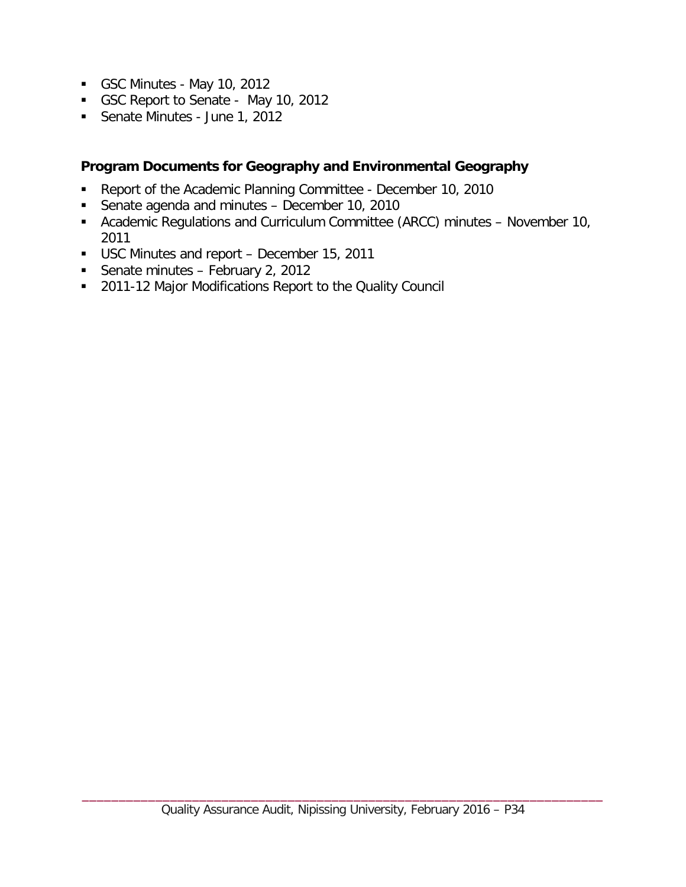- GSC Minutes - May 10, 2012
- GSC Report to Senate - May 10, 2012
- Senate Minutes - June 1, 2012

**Program Documents for Geography and Environmental Geography**

- Report of the Academic Planning Committee - December 10, 2010
- Senate agenda and minutes – December 10, 2010
- Academic Regulations and Curriculum Committee (ARCC) minutes – November 10, 2011
- USC Minutes and report – December 15, 2011
- Senate minutes – February 2, 2012
- 2011-12 Major Modifications Report to the Quality Council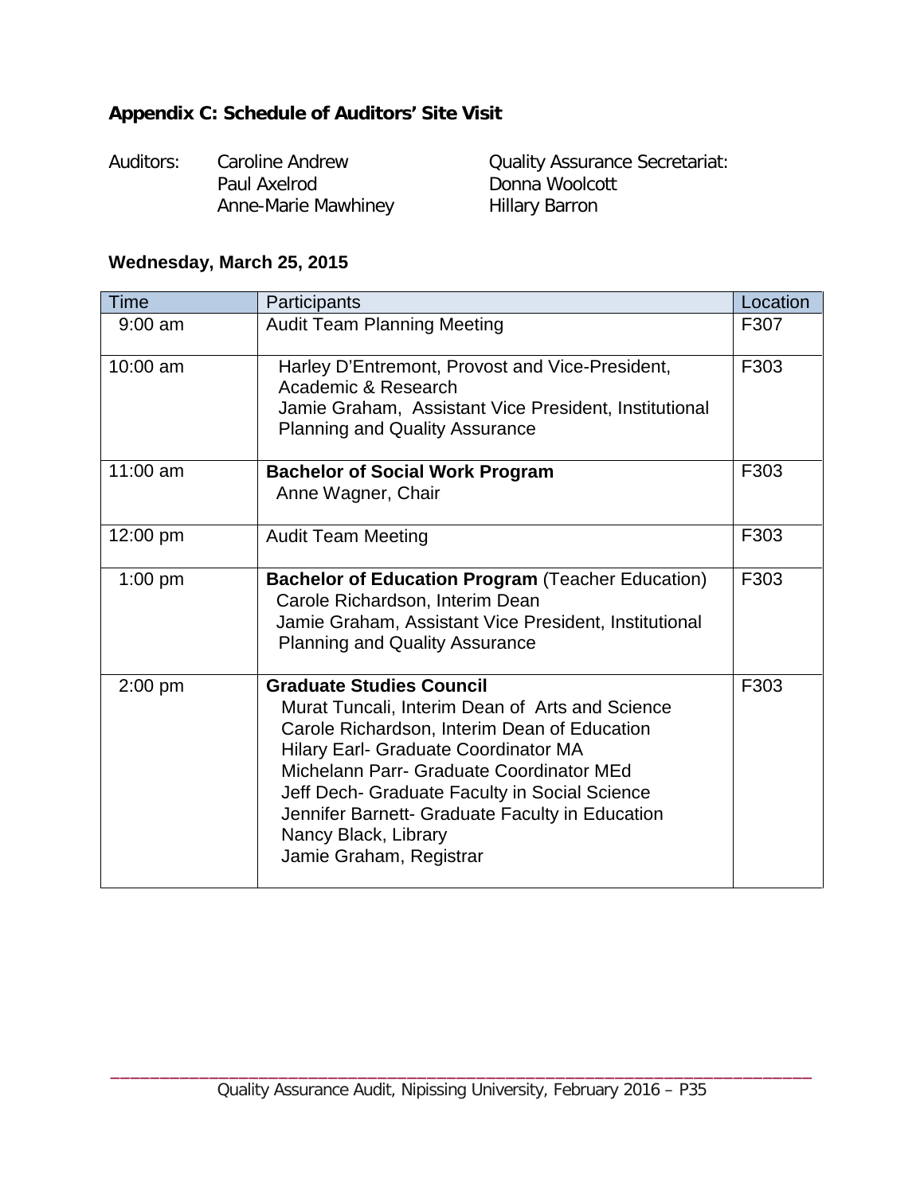## Appendix C: Schedule of Auditors' Site Visit

Auditors: Caroline Andrew
Paul Axelrod
Anne-Marie Mawhiney

Quality Assurance Secretariat:
Donna Woolcott
Hillary Barron

### Wednesday, March 25, 2015

| Time | Participants | Location |
|---|---|---|
| 9:00 am | Audit Team Planning Meeting | F307 |
| 10:00 am | Harley D'Entremont, Provost and Vice-President, Academic & Research<br>Jamie Graham, Assistant Vice President, Institutional Planning and Quality Assurance | F303 |
| 11:00 am | **Bachelor of Social Work Program**<br>Anne Wagner, Chair | F303 |
| 12:00 pm | Audit Team Meeting | F303 |
| 1:00 pm | **Bachelor of Education Program** (Teacher Education)<br>Carole Richardson, Interim Dean<br>Jamie Graham, Assistant Vice President, Institutional Planning and Quality Assurance | F303 |
| 2:00 pm | **Graduate Studies Council**<br>Murat Tuncali, Interim Dean of Arts and Science<br>Carole Richardson, Interim Dean of Education<br>Hilary Earl- Graduate Coordinator MA<br>Michelann Parr- Graduate Coordinator MEd<br>Jeff Dech- Graduate Faculty in Social Science<br>Jennifer Barnett- Graduate Faculty in Education<br>Nancy Black, Library<br>Jamie Graham, Registrar | F303 |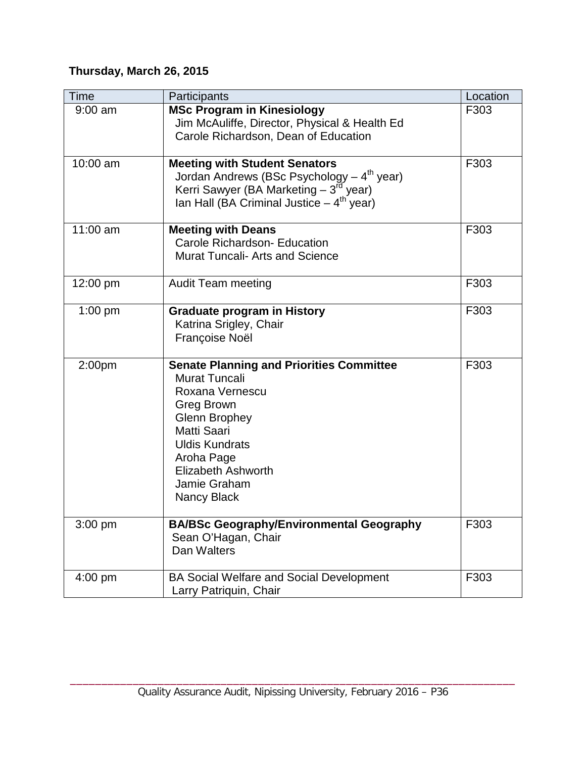**Thursday, March 26, 2015**

| Time | Participants | Location |
|---|---|---|
| 9:00 am | **MSc Program in Kinesiology**<br>Jim McAuliffe, Director, Physical & Health Ed<br>Carole Richardson, Dean of Education | F303 |
| 10:00 am | **Meeting with Student Senators**<br>Jordan Andrews (BSc Psychology – 4th year)<br>Kerri Sawyer (BA Marketing – 3rd year)<br>Ian Hall (BA Criminal Justice – 4th year) | F303 |
| 11:00 am | **Meeting with Deans**<br>Carole Richardson- Education<br>Murat Tuncali- Arts and Science | F303 |
| 12:00 pm | Audit Team meeting | F303 |
| 1:00 pm | **Graduate program in History**<br>Katrina Srigley, Chair<br>Françoise Noël | F303 |
| 2:00pm | **Senate Planning and Priorities Committee**<br>Murat Tuncali<br>Roxana Vernescu<br>Greg Brown<br>Glenn Brophey<br>Matti Saari<br>Uldis Kundrats<br>Aroha Page<br>Elizabeth Ashworth<br>Jamie Graham<br>Nancy Black | F303 |
| 3:00 pm | **BA/BSc Geography/Environmental Geography**<br>Sean O'Hagan, Chair<br>Dan Walters | F303 |
| 4:00 pm | BA Social Welfare and Social Development<br>Larry Patriquin, Chair | F303 |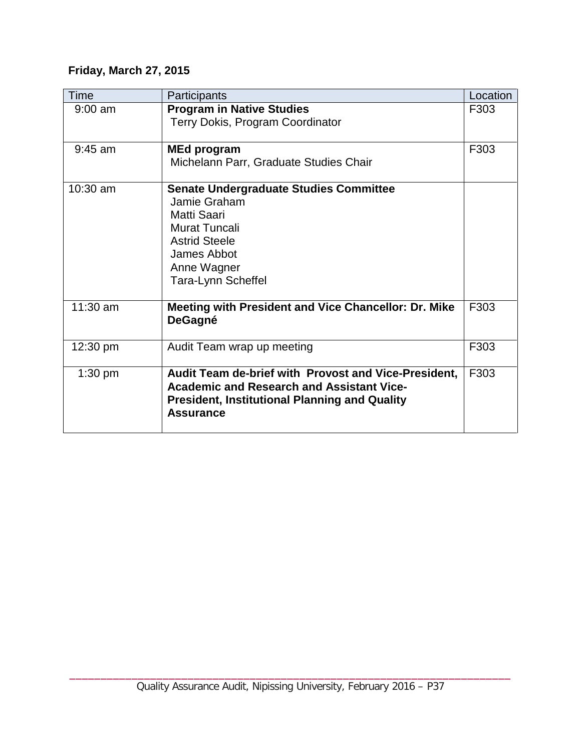**Friday, March 27, 2015**

| Time | Participants | Location |
|---|---|---|
| 9:00 am | **Program in Native Studies**<br>Terry Dokis, Program Coordinator | F303 |
| 9:45 am | **MEd program**<br>Michelann Parr, Graduate Studies Chair | F303 |
| 10:30 am | **Senate Undergraduate Studies Committee**<br>Jamie Graham<br>Matti Saari<br>Murat Tuncali<br>Astrid Steele<br>James Abbot<br>Anne Wagner<br>Tara-Lynn Scheffel | |
| 11:30 am | **Meeting with President and Vice Chancellor: Dr. Mike DeGagné** | F303 |
| 12:30 pm | Audit Team wrap up meeting | F303 |
| 1:30 pm | **Audit Team de-brief with Provost and Vice-President, Academic and Research and Assistant Vice-President, Institutional Planning and Quality Assurance** | F303 |